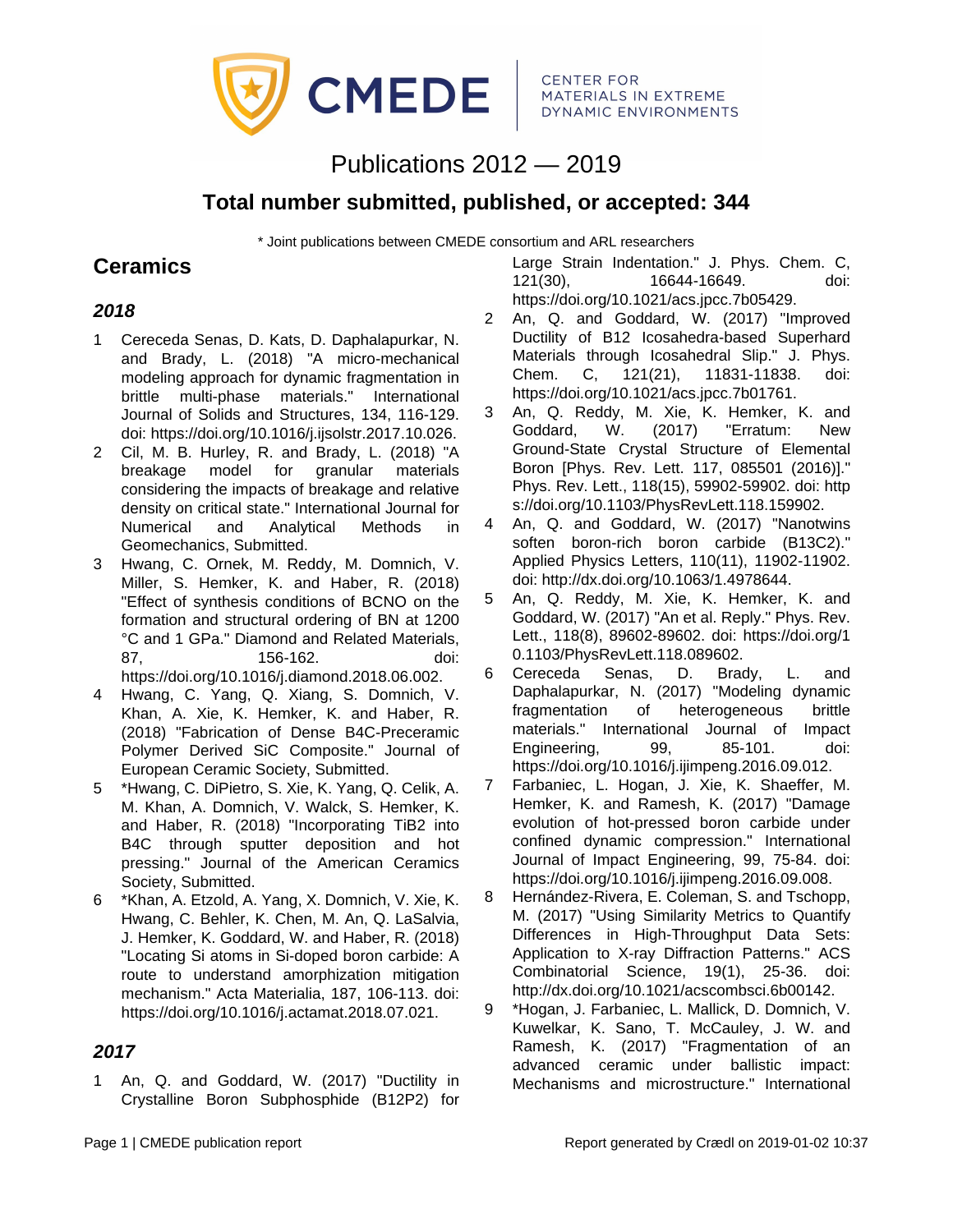CMEDE | CENTER FOR MATERIALS IN EXTREME DYNAMIC ENVIRONMENTS

# Publications 2012 — 2019

## Total number submitted, published, or accepted: 344

\* Joint publications between CMEDE consortium and ARL researchers

## Ceramics

### *2018*

1. Cereceda Senas, D. Kats, D. Daphalapurkar, N. and Brady, L. (2018) "A micro-mechanical modeling approach for dynamic fragmentation in brittle multi-phase materials." International Journal of Solids and Structures, 134, 116-129. doi: https://doi.org/10.1016/j.ijsolstr.2017.10.026.
2. Cil, M. B. Hurley, R. and Brady, L. (2018) "A breakage model for granular materials considering the impacts of breakage and relative density on critical state." International Journal for Numerical and Analytical Methods in Geomechanics, Submitted.
3. Hwang, C. Ornek, M. Reddy, M. Domnich, V. Miller, S. Hemker, K. and Haber, R. (2018) "Effect of synthesis conditions of BCNO on the formation and structural ordering of BN at 1200 °C and 1 GPa." Diamond and Related Materials, 87, 156-162. doi: https://doi.org/10.1016/j.diamond.2018.06.002.
4. Hwang, C. Yang, Q. Xiang, S. Domnich, V. Khan, A. Xie, K. Hemker, K. and Haber, R. (2018) "Fabrication of Dense B4C-Preceramic Polymer Derived SiC Composite." Journal of European Ceramic Society, Submitted.
5. *Hwang, C. DiPietro, S. Xie, K. Yang, Q. Celik, A. M. Khan, A. Domnich, V. Walck, S. Hemker, K. and Haber, R. (2018) "Incorporating TiB2 into B4C through sputter deposition and hot pressing." Journal of the American Ceramics Society, Submitted.
6. *Khan, A. Etzold, A. Yang, X. Domnich, V. Xie, K. Hwang, C. Behler, K. Chen, M. An, Q. LaSalvia, J. Hemker, K. Goddard, W. and Haber, R. (2018) "Locating Si atoms in Si-doped boron carbide: A route to understand amorphization mitigation mechanism." Acta Materialia, 187, 106-113. doi: https://doi.org/10.1016/j.actamat.2018.07.021.

### *2017*

1. An, Q. and Goddard, W. (2017) "Ductility in Crystalline Boron Subphosphide (B12P2) for Large Strain Indentation." J. Phys. Chem. C, 121(30), 16644-16649. doi: https://doi.org/10.1021/acs.jpcc.7b05429.
2. An, Q. and Goddard, W. (2017) "Improved Ductility of B12 Icosahedra-based Superhard Materials through Icosahedral Slip." J. Phys. Chem. C, 121(21), 11831-11838. doi: https://doi.org/10.1021/acs.jpcc.7b01761.
3. An, Q. Reddy, M. Xie, K. Hemker, K. and Goddard, W. (2017) "Erratum: New Ground-State Crystal Structure of Elemental Boron [Phys. Rev. Lett. 117, 085501 (2016)]." Phys. Rev. Lett., 118(15), 59902-59902. doi: https://doi.org/10.1103/PhysRevLett.118.159902.
4. An, Q. and Goddard, W. (2017) "Nanotwins soften boron-rich boron carbide (B13C2)." Applied Physics Letters, 110(11), 11902-11902. doi: http://dx.doi.org/10.1063/1.4978644.
5. An, Q. Reddy, M. Xie, K. Hemker, K. and Goddard, W. (2017) "An et al. Reply." Phys. Rev. Lett., 118(8), 89602-89602. doi: https://doi.org/10.1103/PhysRevLett.118.089602.
6. Cereceda Senas, D. Brady, L. and Daphalapurkar, N. (2017) "Modeling dynamic fragmentation of heterogeneous brittle materials." International Journal of Impact Engineering, 99, 85-101. doi: https://doi.org/10.1016/j.ijimpeng.2016.09.012.
7. Farbaniec, L. Hogan, J. Xie, K. Shaeffer, M. Hemker, K. and Ramesh, K. (2017) "Damage evolution of hot-pressed boron carbide under confined dynamic compression." International Journal of Impact Engineering, 99, 75-84. doi: https://doi.org/10.1016/j.ijimpeng.2016.09.008.
8. Hernández-Rivera, E. Coleman, S. and Tschopp, M. (2017) "Using Similarity Metrics to Quantify Differences in High-Throughput Data Sets: Application to X-ray Diffraction Patterns." ACS Combinatorial Science, 19(1), 25-36. doi: http://dx.doi.org/10.1021/acscombsci.6b00142.
9. *Hogan, J. Farbaniec, L. Mallick, D. Domnich, V. Kuwelkar, K. Sano, T. McCauley, J. W. and Ramesh, K. (2017) "Fragmentation of an advanced ceramic under ballistic impact: Mechanisms and microstructure." International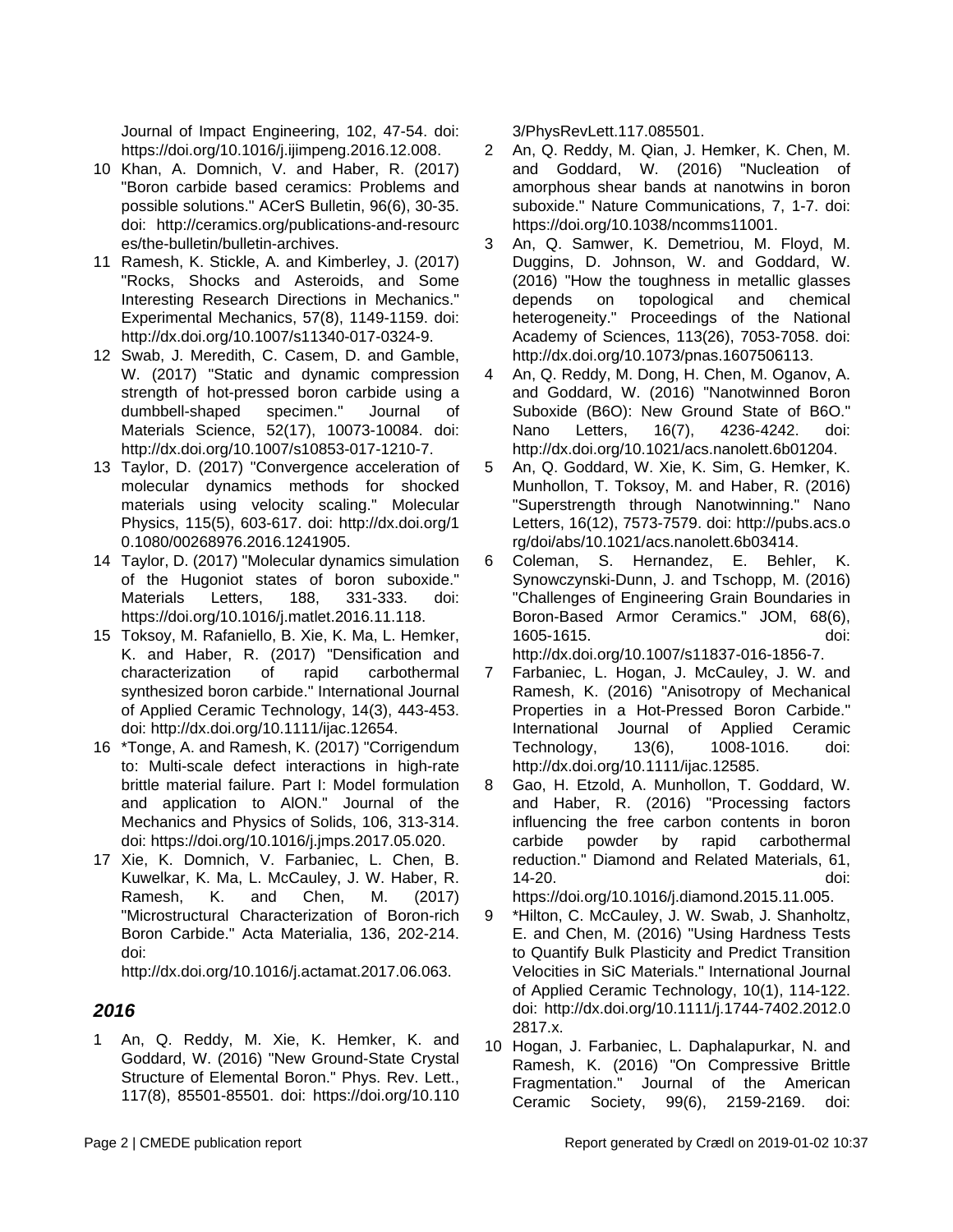Journal of Impact Engineering, 102, 47-54. doi: https://doi.org/10.1016/j.ijimpeng.2016.12.008.

10 Khan, A. Domnich, V. and Haber, R. (2017) "Boron carbide based ceramics: Problems and possible solutions." ACerS Bulletin, 96(6), 30-35. doi: http://ceramics.org/publications-and-resources/the-bulletin/bulletin-archives.

11 Ramesh, K. Stickle, A. and Kimberley, J. (2017) "Rocks, Shocks and Asteroids, and Some Interesting Research Directions in Mechanics." Experimental Mechanics, 57(8), 1149-1159. doi: http://dx.doi.org/10.1007/s11340-017-0324-9.

12 Swab, J. Meredith, C. Casem, D. and Gamble, W. (2017) "Static and dynamic compression strength of hot-pressed boron carbide using a dumbbell-shaped specimen." Journal of Materials Science, 52(17), 10073-10084. doi: http://dx.doi.org/10.1007/s10853-017-1210-7.

13 Taylor, D. (2017) "Convergence acceleration of molecular dynamics methods for shocked materials using velocity scaling." Molecular Physics, 115(5), 603-617. doi: http://dx.doi.org/10.1080/00268976.2016.1241905.

14 Taylor, D. (2017) "Molecular dynamics simulation of the Hugoniot states of boron suboxide." Materials Letters, 188, 331-333. doi: https://doi.org/10.1016/j.matlet.2016.11.118.

15 Toksoy, M. Rafaniello, B. Xie, K. Ma, L. Hemker, K. and Haber, R. (2017) "Densification and characterization of rapid carbothermal synthesized boron carbide." International Journal of Applied Ceramic Technology, 14(3), 443-453. doi: http://dx.doi.org/10.1111/ijac.12654.

16 *Tonge, A. and Ramesh, K. (2017) "Corrigendum to: Multi-scale defect interactions in high-rate brittle material failure. Part I: Model formulation and application to AlON." Journal of the Mechanics and Physics of Solids, 106, 313-314. doi: https://doi.org/10.1016/j.jmps.2017.05.020.

17 Xie, K. Domnich, V. Farbaniec, L. Chen, B. Kuwelkar, K. Ma, L. McCauley, J. W. Haber, R. Ramesh, K. and Chen, M. (2017) "Microstructural Characterization of Boron-rich Boron Carbide." Acta Materialia, 136, 202-214. doi: http://dx.doi.org/10.1016/j.actamat.2017.06.063.

## *2016*

1 An, Q. Reddy, M. Xie, K. Hemker, K. and Goddard, W. (2016) "New Ground-State Crystal Structure of Elemental Boron." Phys. Rev. Lett., 117(8), 85501-85501. doi: https://doi.org/10.1103/PhysRevLett.117.085501.

2 An, Q. Reddy, M. Qian, J. Hemker, K. Chen, M. and Goddard, W. (2016) "Nucleation of amorphous shear bands at nanotwins in boron suboxide." Nature Communications, 7, 1-7. doi: https://doi.org/10.1038/ncomms11001.

3 An, Q. Samwer, K. Demetriou, M. Floyd, M. Duggins, D. Johnson, W. and Goddard, W. (2016) "How the toughness in metallic glasses depends on topological and chemical heterogeneity." Proceedings of the National Academy of Sciences, 113(26), 7053-7058. doi: http://dx.doi.org/10.1073/pnas.1607506113.

4 An, Q. Reddy, M. Dong, H. Chen, M. Oganov, A. and Goddard, W. (2016) "Nanotwinned Boron Suboxide (B6O): New Ground State of B6O." Nano Letters, 16(7), 4236-4242. doi: http://dx.doi.org/10.1021/acs.nanolett.6b01204.

5 An, Q. Goddard, W. Xie, K. Sim, G. Hemker, K. Munhollon, T. Toksoy, M. and Haber, R. (2016) "Superstrength through Nanotwinning." Nano Letters, 16(12), 7573-7579. doi: http://pubs.acs.org/doi/abs/10.1021/acs.nanolett.6b03414.

6 Coleman, S. Hernandez, E. Behler, K. Synowczynski-Dunn, J. and Tschopp, M. (2016) "Challenges of Engineering Grain Boundaries in Boron-Based Armor Ceramics." JOM, 68(6), 1605-1615. doi: http://dx.doi.org/10.1007/s11837-016-1856-7.

7 Farbaniec, L. Hogan, J. McCauley, J. W. and Ramesh, K. (2016) "Anisotropy of Mechanical Properties in a Hot-Pressed Boron Carbide." International Journal of Applied Ceramic Technology, 13(6), 1008-1016. doi: http://dx.doi.org/10.1111/ijac.12585.

8 Gao, H. Etzold, A. Munhollon, T. Goddard, W. and Haber, R. (2016) "Processing factors influencing the free carbon contents in boron carbide powder by rapid carbothermal reduction." Diamond and Related Materials, 61, 14-20. doi: https://doi.org/10.1016/j.diamond.2015.11.005.

9 *Hilton, C. McCauley, J. W. Swab, J. Shanholtz, E. and Chen, M. (2016) "Using Hardness Tests to Quantify Bulk Plasticity and Predict Transition Velocities in SiC Materials." International Journal of Applied Ceramic Technology, 10(1), 114-122. doi: http://dx.doi.org/10.1111/j.1744-7402.2012.02817.x.

10 Hogan, J. Farbaniec, L. Daphalapurkar, N. and Ramesh, K. (2016) "On Compressive Brittle Fragmentation." Journal of the American Ceramic Society, 99(6), 2159-2169. doi: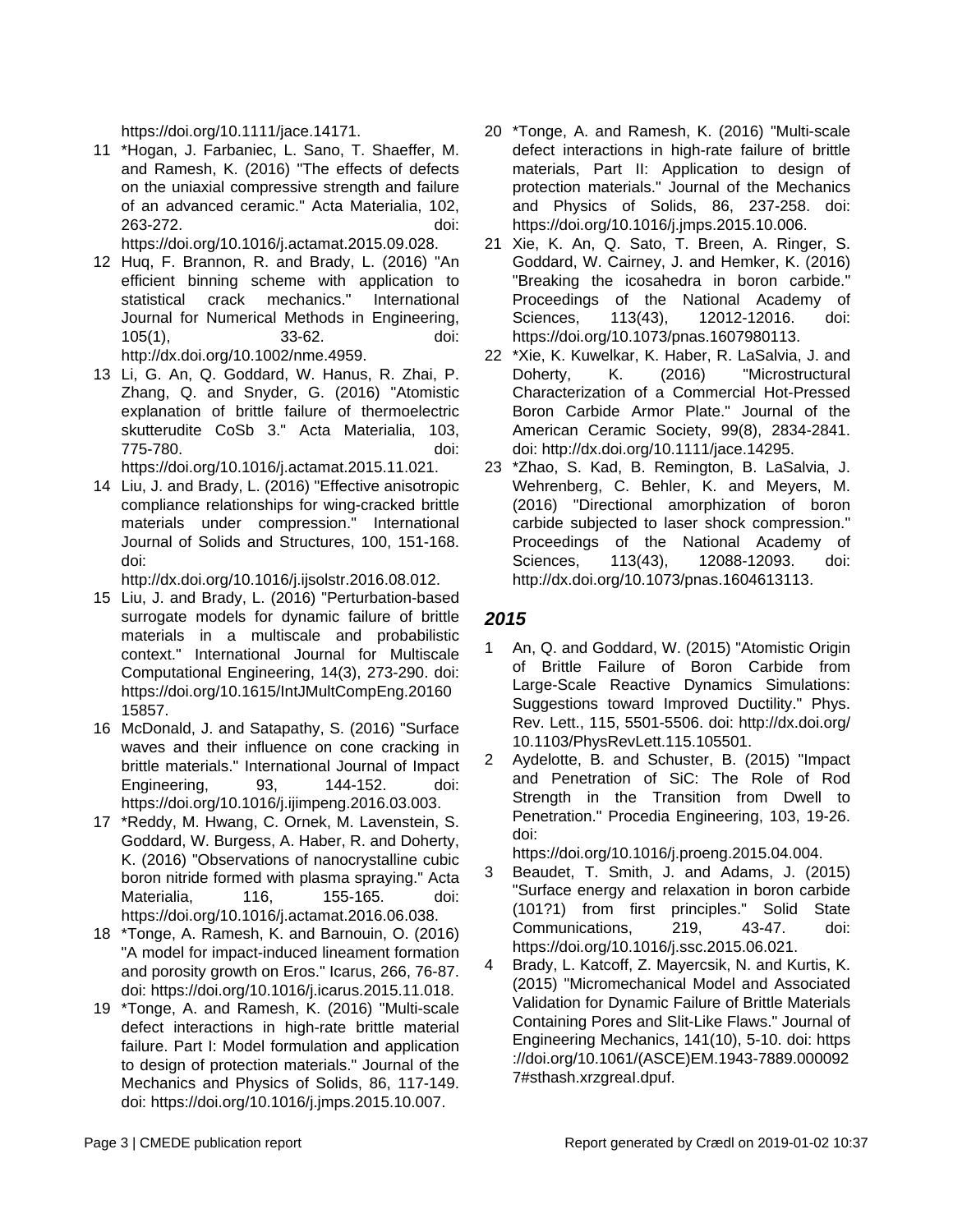https://doi.org/10.1111/jace.14171.

11 *Hogan, J. Farbaniec, L. Sano, T. Shaeffer, M. and Ramesh, K. (2016) "The effects of defects on the uniaxial compressive strength and failure of an advanced ceramic." Acta Materialia, 102, 263-272. doi: https://doi.org/10.1016/j.actamat.2015.09.028.

12 Huq, F. Brannon, R. and Brady, L. (2016) "An efficient binning scheme with application to statistical crack mechanics." International Journal for Numerical Methods in Engineering, 105(1), 33-62. doi: http://dx.doi.org/10.1002/nme.4959.

13 Li, G. An, Q. Goddard, W. Hanus, R. Zhai, P. Zhang, Q. and Snyder, G. (2016) "Atomistic explanation of brittle failure of thermoelectric skutterudite CoSb 3." Acta Materialia, 103, 775-780. doi: https://doi.org/10.1016/j.actamat.2015.11.021.

14 Liu, J. and Brady, L. (2016) "Effective anisotropic compliance relationships for wing-cracked brittle materials under compression." International Journal of Solids and Structures, 100, 151-168. doi: http://dx.doi.org/10.1016/j.ijsolstr.2016.08.012.

15 Liu, J. and Brady, L. (2016) "Perturbation-based surrogate models for dynamic failure of brittle materials in a multiscale and probabilistic context." International Journal for Multiscale Computational Engineering, 14(3), 273-290. doi: https://doi.org/10.1615/IntJMultCompEng.2016015857.

16 McDonald, J. and Satapathy, S. (2016) "Surface waves and their influence on cone cracking in brittle materials." International Journal of Impact Engineering, 93, 144-152. doi: https://doi.org/10.1016/j.ijimpeng.2016.03.003.

17 *Reddy, M. Hwang, C. Ornek, M. Lavenstein, S. Goddard, W. Burgess, A. Haber, R. and Doherty, K. (2016) "Observations of nanocrystalline cubic boron nitride formed with plasma spraying." Acta Materialia, 116, 155-165. doi: https://doi.org/10.1016/j.actamat.2016.06.038.

18 *Tonge, A. Ramesh, K. and Barnouin, O. (2016) "A model for impact-induced lineament formation and porosity growth on Eros." Icarus, 266, 76-87. doi: https://doi.org/10.1016/j.icarus.2015.11.018.

19 *Tonge, A. and Ramesh, K. (2016) "Multi-scale defect interactions in high-rate brittle material failure. Part I: Model formulation and application to design of protection materials." Journal of the Mechanics and Physics of Solids, 86, 117-149. doi: https://doi.org/10.1016/j.jmps.2015.10.007.

20 *Tonge, A. and Ramesh, K. (2016) "Multi-scale defect interactions in high-rate failure of brittle materials, Part II: Application to design of protection materials." Journal of the Mechanics and Physics of Solids, 86, 237-258. doi: https://doi.org/10.1016/j.jmps.2015.10.006.

21 Xie, K. An, Q. Sato, T. Breen, A. Ringer, S. Goddard, W. Cairney, J. and Hemker, K. (2016) "Breaking the icosahedra in boron carbide." Proceedings of the National Academy of Sciences, 113(43), 12012-12016. doi: https://doi.org/10.1073/pnas.1607980113.

22 *Xie, K. Kuwelkar, K. Haber, R. LaSalvia, J. and Doherty, K. (2016) "Microstructural Characterization of a Commercial Hot-Pressed Boron Carbide Armor Plate." Journal of the American Ceramic Society, 99(8), 2834-2841. doi: http://dx.doi.org/10.1111/jace.14295.

23 *Zhao, S. Kad, B. Remington, B. LaSalvia, J. Wehrenberg, C. Behler, K. and Meyers, M. (2016) "Directional amorphization of boron carbide subjected to laser shock compression." Proceedings of the National Academy of Sciences, 113(43), 12088-12093. doi: http://dx.doi.org/10.1073/pnas.1604613113.

## *2015*

1 An, Q. and Goddard, W. (2015) "Atomistic Origin of Brittle Failure of Boron Carbide from Large-Scale Reactive Dynamics Simulations: Suggestions toward Improved Ductility." Phys. Rev. Lett., 115, 5501-5506. doi: http://dx.doi.org/10.1103/PhysRevLett.115.105501.

2 Aydelotte, B. and Schuster, B. (2015) "Impact and Penetration of SiC: The Role of Rod Strength in the Transition from Dwell to Penetration." Procedia Engineering, 103, 19-26. doi: https://doi.org/10.1016/j.proeng.2015.04.004.

3 Beaudet, T. Smith, J. and Adams, J. (2015) "Surface energy and relaxation in boron carbide (101?1) from first principles." Solid State Communications, 219, 43-47. doi: https://doi.org/10.1016/j.ssc.2015.06.021.

4 Brady, L. Katcoff, Z. Mayercsik, N. and Kurtis, K. (2015) "Micromechanical Model and Associated Validation for Dynamic Failure of Brittle Materials Containing Pores and Slit-Like Flaws." Journal of Engineering Mechanics, 141(10), 5-10. doi: https://doi.org/10.1061/(ASCE)EM.1943-7889.0000927#sthash.xrzgreaI.dpuf.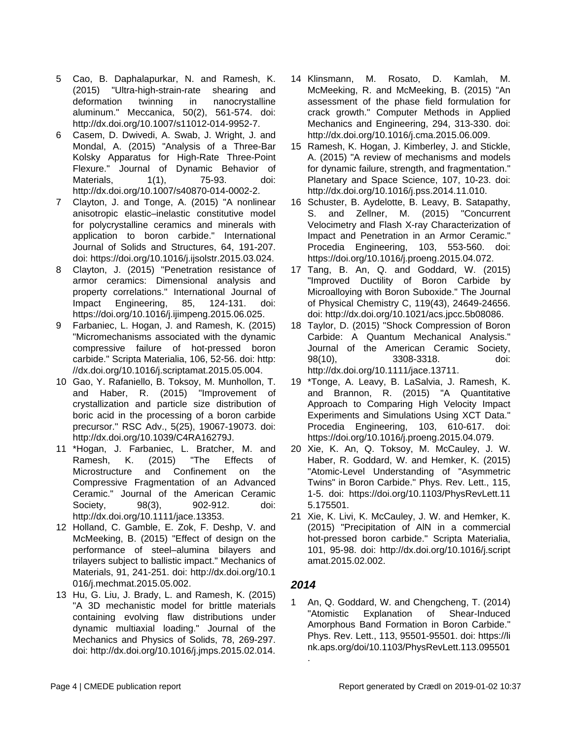5 Cao, B. Daphalapurkar, N. and Ramesh, K. (2015) "Ultra-high-strain-rate shearing and deformation twinning in nanocrystalline aluminum." Meccanica, 50(2), 561-574. doi: http://dx.doi.org/10.1007/s11012-014-9952-7.

6 Casem, D. Dwivedi, A. Swab, J. Wright, J. and Mondal, A. (2015) "Analysis of a Three-Bar Kolsky Apparatus for High-Rate Three-Point Flexure." Journal of Dynamic Behavior of Materials, 1(1), 75-93. doi: http://dx.doi.org/10.1007/s40870-014-0002-2.

7 Clayton, J. and Tonge, A. (2015) "A nonlinear anisotropic elastic–inelastic constitutive model for polycrystalline ceramics and minerals with application to boron carbide." International Journal of Solids and Structures, 64, 191-207. doi: https://doi.org/10.1016/j.ijsolstr.2015.03.024.

8 Clayton, J. (2015) "Penetration resistance of armor ceramics: Dimensional analysis and property correlations." International Journal of Impact Engineering, 85, 124-131. doi: https://doi.org/10.1016/j.ijimpeng.2015.06.025.

9 Farbaniec, L. Hogan, J. and Ramesh, K. (2015) "Micromechanisms associated with the dynamic compressive failure of hot-pressed boron carbide." Scripta Materialia, 106, 52-56. doi: http://dx.doi.org/10.1016/j.scriptamat.2015.05.004.

10 Gao, Y. Rafaniello, B. Toksoy, M. Munhollon, T. and Haber, R. (2015) "Improvement of crystallization and particle size distribution of boric acid in the processing of a boron carbide precursor." RSC Adv., 5(25), 19067-19073. doi: http://dx.doi.org/10.1039/C4RA16279J.

11 *Hogan, J. Farbaniec, L. Bratcher, M. and Ramesh, K. (2015) "The Effects of Microstructure and Confinement on the Compressive Fragmentation of an Advanced Ceramic." Journal of the American Ceramic Society, 98(3), 902-912. doi: http://dx.doi.org/10.1111/jace.13353.

12 Holland, C. Gamble, E. Zok, F. Deshp, V. and McMeeking, B. (2015) "Effect of design on the performance of steel–alumina bilayers and trilayers subject to ballistic impact." Mechanics of Materials, 91, 241-251. doi: http://dx.doi.org/10.1016/j.mechmat.2015.05.002.

13 Hu, G. Liu, J. Brady, L. and Ramesh, K. (2015) "A 3D mechanistic model for brittle materials containing evolving flaw distributions under dynamic multiaxial loading." Journal of the Mechanics and Physics of Solids, 78, 269-297. doi: http://dx.doi.org/10.1016/j.jmps.2015.02.014.

14 Klinsmann, M. Rosato, D. Kamlah, M. McMeeking, R. and McMeeking, B. (2015) "An assessment of the phase field formulation for crack growth." Computer Methods in Applied Mechanics and Engineering, 294, 313-330. doi: http://dx.doi.org/10.1016/j.cma.2015.06.009.

15 Ramesh, K. Hogan, J. Kimberley, J. and Stickle, A. (2015) "A review of mechanisms and models for dynamic failure, strength, and fragmentation." Planetary and Space Science, 107, 10-23. doi: http://dx.doi.org/10.1016/j.pss.2014.11.010.

16 Schuster, B. Aydelotte, B. Leavy, B. Satapathy, S. and Zellner, M. (2015) "Concurrent Velocimetry and Flash X-ray Characterization of Impact and Penetration in an Armor Ceramic." Procedia Engineering, 103, 553-560. doi: https://doi.org/10.1016/j.proeng.2015.04.072.

17 Tang, B. An, Q. and Goddard, W. (2015) "Improved Ductility of Boron Carbide by Microalloying with Boron Suboxide." The Journal of Physical Chemistry C, 119(43), 24649-24656. doi: http://dx.doi.org/10.1021/acs.jpcc.5b08086.

18 Taylor, D. (2015) "Shock Compression of Boron Carbide: A Quantum Mechanical Analysis." Journal of the American Ceramic Society, 98(10), 3308-3318. doi: http://dx.doi.org/10.1111/jace.13711.

19 *Tonge, A. Leavy, B. LaSalvia, J. Ramesh, K. and Brannon, R. (2015) "A Quantitative Approach to Comparing High Velocity Impact Experiments and Simulations Using XCT Data." Procedia Engineering, 103, 610-617. doi: https://doi.org/10.1016/j.proeng.2015.04.079.

20 Xie, K. An, Q. Toksoy, M. McCauley, J. W. Haber, R. Goddard, W. and Hemker, K. (2015) "Atomic-Level Understanding of "Asymmetric Twins" in Boron Carbide." Phys. Rev. Lett., 115, 1-5. doi: https://doi.org/10.1103/PhysRevLett.115.175501.

21 Xie, K. Livi, K. McCauley, J. W. and Hemker, K. (2015) "Precipitation of AlN in a commercial hot-pressed boron carbide." Scripta Materialia, 101, 95-98. doi: http://dx.doi.org/10.1016/j.scriptamat.2015.02.002.

## *2014*

1 An, Q. Goddard, W. and Chengcheng, T. (2014) "Atomistic Explanation of Shear-Induced Amorphous Band Formation in Boron Carbide." Phys. Rev. Lett., 113, 95501-95501. doi: https://link.aps.org/doi/10.1103/PhysRevLett.113.095501.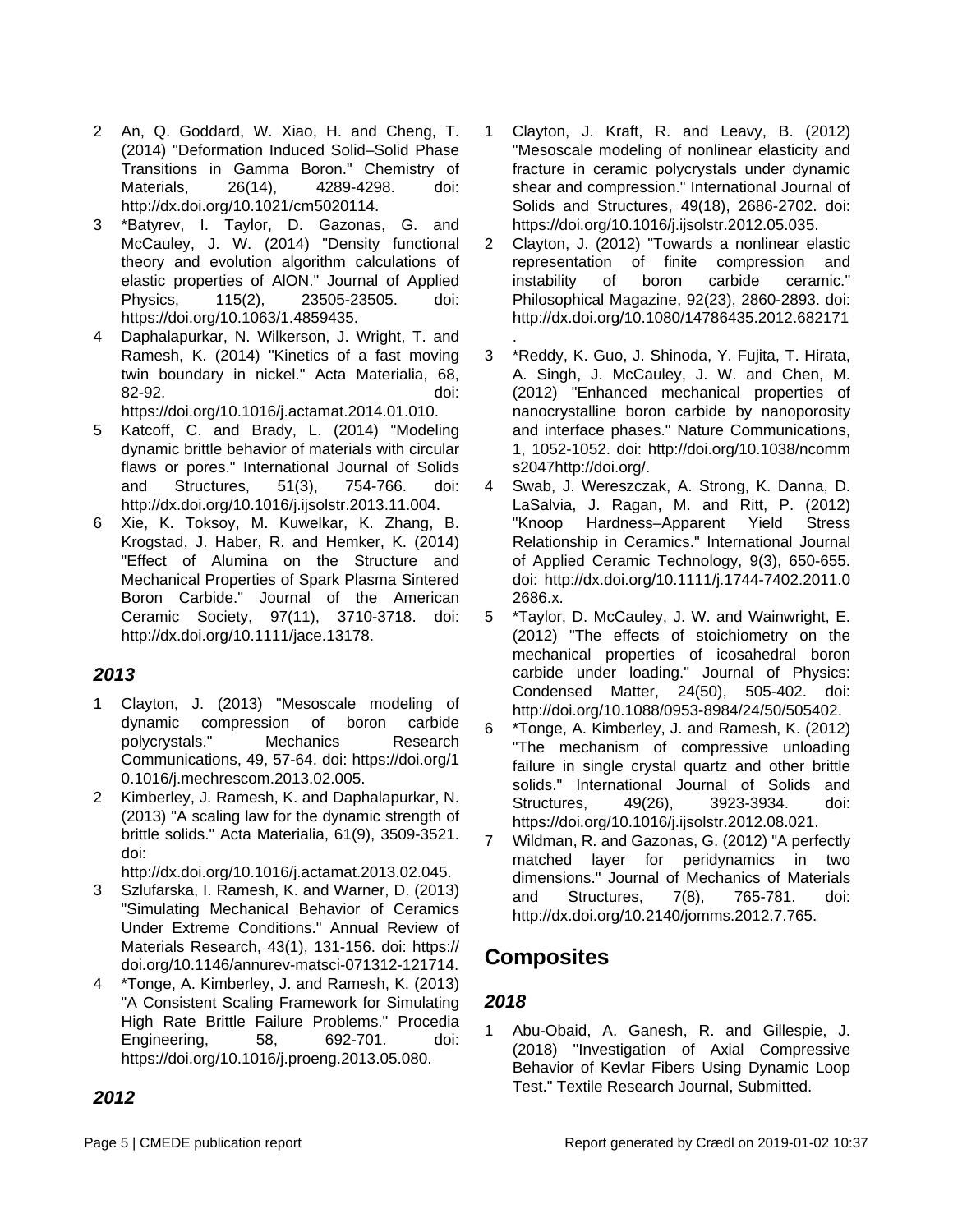2. An, Q. Goddard, W. Xiao, H. and Cheng, T. (2014) "Deformation Induced Solid–Solid Phase Transitions in Gamma Boron." Chemistry of Materials, 26(14), 4289-4298. doi: http://dx.doi.org/10.1021/cm5020114.
3. *Batyrev, I. Taylor, D. Gazonas, G. and McCauley, J. W. (2014) "Density functional theory and evolution algorithm calculations of elastic properties of AlON." Journal of Applied Physics, 115(2), 23505-23505. doi: https://doi.org/10.1063/1.4859435.
4. Daphalapurkar, N. Wilkerson, J. Wright, T. and Ramesh, K. (2014) "Kinetics of a fast moving twin boundary in nickel." Acta Materialia, 68, 82-92. doi: https://doi.org/10.1016/j.actamat.2014.01.010.
5. Katcoff, C. and Brady, L. (2014) "Modeling dynamic brittle behavior of materials with circular flaws or pores." International Journal of Solids and Structures, 51(3), 754-766. doi: http://dx.doi.org/10.1016/j.ijsolstr.2013.11.004.
6. Xie, K. Toksoy, M. Kuwelkar, K. Zhang, B. Krogstad, J. Haber, R. and Hemker, K. (2014) "Effect of Alumina on the Structure and Mechanical Properties of Spark Plasma Sintered Boron Carbide." Journal of the American Ceramic Society, 97(11), 3710-3718. doi: http://dx.doi.org/10.1111/jace.13178.

### *2013*

1. Clayton, J. (2013) "Mesoscale modeling of dynamic compression of boron carbide polycrystals." Mechanics Research Communications, 49, 57-64. doi: https://doi.org/10.1016/j.mechrescom.2013.02.005.
2. Kimberley, J. Ramesh, K. and Daphalapurkar, N. (2013) "A scaling law for the dynamic strength of brittle solids." Acta Materialia, 61(9), 3509-3521. doi: http://dx.doi.org/10.1016/j.actamat.2013.02.045.
3. Szlufarska, I. Ramesh, K. and Warner, D. (2013) "Simulating Mechanical Behavior of Ceramics Under Extreme Conditions." Annual Review of Materials Research, 43(1), 131-156. doi: https://doi.org/10.1146/annurev-matsci-071312-121714.
4. *Tonge, A. Kimberley, J. and Ramesh, K. (2013) "A Consistent Scaling Framework for Simulating High Rate Brittle Failure Problems." Procedia Engineering, 58, 692-701. doi: https://doi.org/10.1016/j.proeng.2013.05.080.

### *2012*

1. Clayton, J. Kraft, R. and Leavy, B. (2012) "Mesoscale modeling of nonlinear elasticity and fracture in ceramic polycrystals under dynamic shear and compression." International Journal of Solids and Structures, 49(18), 2686-2702. doi: https://doi.org/10.1016/j.ijsolstr.2012.05.035.
2. Clayton, J. (2012) "Towards a nonlinear elastic representation of finite compression and instability of boron carbide ceramic." Philosophical Magazine, 92(23), 2860-2893. doi: http://dx.doi.org/10.1080/14786435.2012.682171.
3. *Reddy, K. Guo, J. Shinoda, Y. Fujita, T. Hirata, A. Singh, J. McCauley, J. W. and Chen, M. (2012) "Enhanced mechanical properties of nanocrystalline boron carbide by nanoporosity and interface phases." Nature Communications, 1, 1052-1052. doi: http://doi.org/10.1038/ncomms2047http://doi.org/.
4. Swab, J. Wereszczak, A. Strong, K. Danna, D. LaSalvia, J. Ragan, M. and Ritt, P. (2012) "Knoop Hardness–Apparent Yield Stress Relationship in Ceramics." International Journal of Applied Ceramic Technology, 9(3), 650-655. doi: http://dx.doi.org/10.1111/j.1744-7402.2011.02686.x.
5. *Taylor, D. McCauley, J. W. and Wainwright, E. (2012) "The effects of stoichiometry on the mechanical properties of icosahedral boron carbide under loading." Journal of Physics: Condensed Matter, 24(50), 505-402. doi: http://doi.org/10.1088/0953-8984/24/50/505402.
6. *Tonge, A. Kimberley, J. and Ramesh, K. (2012) "The mechanism of compressive unloading failure in single crystal quartz and other brittle solids." International Journal of Solids and Structures, 49(26), 3923-3934. doi: https://doi.org/10.1016/j.ijsolstr.2012.08.021.
7. Wildman, R. and Gazonas, G. (2012) "A perfectly matched layer for peridynamics in two dimensions." Journal of Mechanics of Materials and Structures, 7(8), 765-781. doi: http://dx.doi.org/10.2140/jomms.2012.7.765.

## Composites

### *2018*

1. Abu-Obaid, A. Ganesh, R. and Gillespie, J. (2018) "Investigation of Axial Compressive Behavior of Kevlar Fibers Using Dynamic Loop Test." Textile Research Journal, Submitted.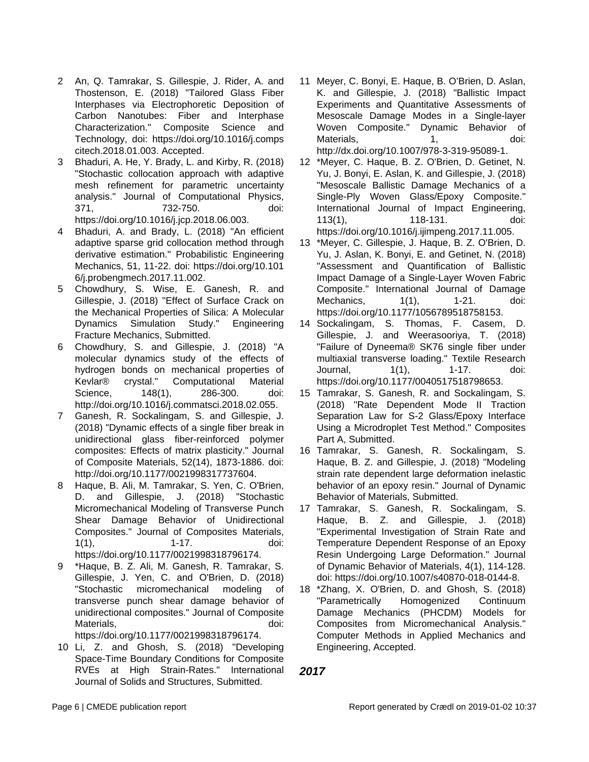2. An, Q. Tamrakar, S. Gillespie, J. Rider, A. and Thostenson, E. (2018) "Tailored Glass Fiber Interphases via Electrophoretic Deposition of Carbon Nanotubes: Fiber and Interphase Characterization." Composite Science and Technology, doi: https://doi.org/10.1016/j.compscitech.2018.01.003. Accepted.
3. Bhaduri, A. He, Y. Brady, L. and Kirby, R. (2018) "Stochastic collocation approach with adaptive mesh refinement for parametric uncertainty analysis." Journal of Computational Physics, 371, 732-750. doi: https://doi.org/10.1016/j.jcp.2018.06.003.
4. Bhaduri, A. and Brady, L. (2018) "An efficient adaptive sparse grid collocation method through derivative estimation." Probabilistic Engineering Mechanics, 51, 11-22. doi: https://doi.org/10.1016/j.probengmech.2017.11.002.
5. Chowdhury, S. Wise, E. Ganesh, R. and Gillespie, J. (2018) "Effect of Surface Crack on the Mechanical Properties of Silica: A Molecular Dynamics Simulation Study." Engineering Fracture Mechanics, Submitted.
6. Chowdhury, S. and Gillespie, J. (2018) "A molecular dynamics study of the effects of hydrogen bonds on mechanical properties of Kevlar® crystal." Computational Material Science, 148(1), 286-300. doi: http://doi.org/10.1016/j.commatsci.2018.02.055.
7. Ganesh, R. Sockalingam, S. and Gillespie, J. (2018) "Dynamic effects of a single fiber break in unidirectional glass fiber-reinforced polymer composites: Effects of matrix plasticity." Journal of Composite Materials, 52(14), 1873-1886. doi: http://doi.org/10.1177/0021998317737604.
8. Haque, B. Ali, M. Tamrakar, S. Yen, C. O'Brien, D. and Gillespie, J. (2018) "Stochastic Micromechanical Modeling of Transverse Punch Shear Damage Behavior of Unidirectional Composites." Journal of Composites Materials, 1(1), 1-17. doi: https://doi.org/10.1177/0021998318796174.
9. *Haque, B. Z. Ali, M. Ganesh, R. Tamrakar, S. Gillespie, J. Yen, C. and O'Brien, D. (2018) "Stochastic micromechanical modeling of transverse punch shear damage behavior of unidirectional composites." Journal of Composite Materials, doi: https://doi.org/10.1177/0021998318796174.
10. Li, Z. and Ghosh, S. (2018) "Developing Space-Time Boundary Conditions for Composite RVEs at High Strain-Rates." International Journal of Solids and Structures, Submitted.
11. Meyer, C. Bonyi, E. Haque, B. O'Brien, D. Aslan, K. and Gillespie, J. (2018) "Ballistic Impact Experiments and Quantitative Assessments of Mesoscale Damage Modes in a Single-layer Woven Composite." Dynamic Behavior of Materials, 1, doi: http://dx.doi.org/10.1007/978-3-319-95089-1.
12. *Meyer, C. Haque, B. Z. O'Brien, D. Getinet, N. Yu, J. Bonyi, E. Aslan, K. and Gillespie, J. (2018) "Mesoscale Ballistic Damage Mechanics of a Single-Ply Woven Glass/Epoxy Composite." International Journal of Impact Engineering, 113(1), 118-131. doi: https://doi.org/10.1016/j.ijimpeng.2017.11.005.
13. *Meyer, C. Gillespie, J. Haque, B. Z. O'Brien, D. Yu, J. Aslan, K. Bonyi, E. and Getinet, N. (2018) "Assessment and Quantification of Ballistic Impact Damage of a Single-Layer Woven Fabric Composite." International Journal of Damage Mechanics, 1(1), 1-21. doi: https://doi.org/10.1177/1056789518758153.
14. Sockalingam, S. Thomas, F. Casem, D. Gillespie, J. and Weerasooriya, T. (2018) "Failure of Dyneema® SK76 single fiber under multiaxial transverse loading." Textile Research Journal, 1(1), 1-17. doi: https://doi.org/10.1177/0040517518798653.
15. Tamrakar, S. Ganesh, R. and Sockalingam, S. (2018) "Rate Dependent Mode II Traction Separation Law for S-2 Glass/Epoxy Interface Using a Microdroplet Test Method." Composites Part A, Submitted.
16. Tamrakar, S. Ganesh, R. Sockalingam, S. Haque, B. Z. and Gillespie, J. (2018) "Modeling strain rate dependent large deformation inelastic behavior of an epoxy resin." Journal of Dynamic Behavior of Materials, Submitted.
17. Tamrakar, S. Ganesh, R. Sockalingam, S. Haque, B. Z. and Gillespie, J. (2018) "Experimental Investigation of Strain Rate and Temperature Dependent Response of an Epoxy Resin Undergoing Large Deformation." Journal of Dynamic Behavior of Materials, 4(1), 114-128. doi: https://doi.org/10.1007/s40870-018-0144-8.
18. *Zhang, X. O'Brien, D. and Ghosh, S. (2018) "Parametrically Homogenized Continuum Damage Mechanics (PHCDM) Models for Composites from Micromechanical Analysis." Computer Methods in Applied Mechanics and Engineering, Accepted.

### *2017*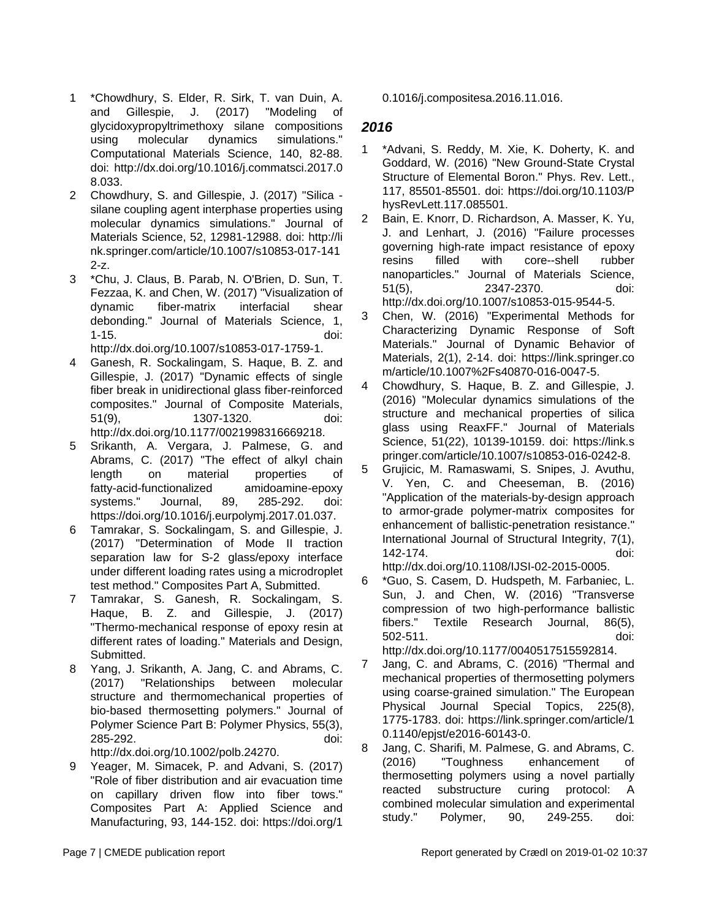1 *Chowdhury, S. Elder, R. Sirk, T. van Duin, A. and Gillespie, J. (2017) "Modeling of glycidoxypropyltrimethoxy silane compositions using molecular dynamics simulations." Computational Materials Science, 140, 82-88. doi: http://dx.doi.org/10.1016/j.commatsci.2017.08.033.

2 Chowdhury, S. and Gillespie, J. (2017) "Silica - silane coupling agent interphase properties using molecular dynamics simulations." Journal of Materials Science, 52, 12981-12988. doi: http://link.springer.com/article/10.1007/s10853-017-1412-z.

3 *Chu, J. Claus, B. Parab, N. O'Brien, D. Sun, T. Fezzaa, K. and Chen, W. (2017) "Visualization of dynamic fiber-matrix interfacial shear debonding." Journal of Materials Science, 1, 1-15. doi: http://dx.doi.org/10.1007/s10853-017-1759-1.

4 Ganesh, R. Sockalingam, S. Haque, B. Z. and Gillespie, J. (2017) "Dynamic effects of single fiber break in unidirectional glass fiber-reinforced composites." Journal of Composite Materials, 51(9), 1307-1320. doi: http://dx.doi.org/10.1177/0021998316669218.

5 Srikanth, A. Vergara, J. Palmese, G. and Abrams, C. (2017) "The effect of alkyl chain length on material properties of fatty-acid-functionalized amidoamine-epoxy systems." Journal, 89, 285-292. doi: https://doi.org/10.1016/j.eurpolymj.2017.01.037.

6 Tamrakar, S. Sockalingam, S. and Gillespie, J. (2017) "Determination of Mode II traction separation law for S-2 glass/epoxy interface under different loading rates using a microdroplet test method." Composites Part A, Submitted.

7 Tamrakar, S. Ganesh, R. Sockalingam, S. Haque, B. Z. and Gillespie, J. (2017) "Thermo-mechanical response of epoxy resin at different rates of loading." Materials and Design, Submitted.

8 Yang, J. Srikanth, A. Jang, C. and Abrams, C. (2017) "Relationships between molecular structure and thermomechanical properties of bio-based thermosetting polymers." Journal of Polymer Science Part B: Polymer Physics, 55(3), 285-292. doi: http://dx.doi.org/10.1002/polb.24270.

9 Yeager, M. Simacek, P. and Advani, S. (2017) "Role of fiber distribution and air evacuation time on capillary driven flow into fiber tows." Composites Part A: Applied Science and Manufacturing, 93, 144-152. doi: https://doi.org/10.1016/j.compositesa.2016.11.016.

## *2016*

1 *Advani, S. Reddy, M. Xie, K. Doherty, K. and Goddard, W. (2016) "New Ground-State Crystal Structure of Elemental Boron." Phys. Rev. Lett., 117, 85501-85501. doi: https://doi.org/10.1103/PhysRevLett.117.085501.

2 Bain, E. Knorr, D. Richardson, A. Masser, K. Yu, J. and Lenhart, J. (2016) "Failure processes governing high-rate impact resistance of epoxy resins filled with core--shell rubber nanoparticles." Journal of Materials Science, 51(5), 2347-2370. doi: http://dx.doi.org/10.1007/s10853-015-9544-5.

3 Chen, W. (2016) "Experimental Methods for Characterizing Dynamic Response of Soft Materials." Journal of Dynamic Behavior of Materials, 2(1), 2-14. doi: https://link.springer.com/article/10.1007%2Fs40870-016-0047-5.

4 Chowdhury, S. Haque, B. Z. and Gillespie, J. (2016) "Molecular dynamics simulations of the structure and mechanical properties of silica glass using ReaxFF." Journal of Materials Science, 51(22), 10139-10159. doi: https://link.springer.com/article/10.1007/s10853-016-0242-8.

5 Grujicic, M. Ramaswami, S. Snipes, J. Avuthu, V. Yen, C. and Cheeseman, B. (2016) "Application of the materials-by-design approach to armor-grade polymer-matrix composites for enhancement of ballistic-penetration resistance." International Journal of Structural Integrity, 7(1), 142-174. doi: http://dx.doi.org/10.1108/IJSI-02-2015-0005.

6 *Guo, S. Casem, D. Hudspeth, M. Farbaniec, L. Sun, J. and Chen, W. (2016) "Transverse compression of two high-performance ballistic fibers." Textile Research Journal, 86(5), 502-511. doi: http://dx.doi.org/10.1177/0040517515592814.

7 Jang, C. and Abrams, C. (2016) "Thermal and mechanical properties of thermosetting polymers using coarse-grained simulation." The European Physical Journal Special Topics, 225(8), 1775-1783. doi: https://link.springer.com/article/10.1140/epjst/e2016-60143-0.

8 Jang, C. Sharifi, M. Palmese, G. and Abrams, C. (2016) "Toughness enhancement of thermosetting polymers using a novel partially reacted substructure curing protocol: A combined molecular simulation and experimental study." Polymer, 90, 249-255. doi: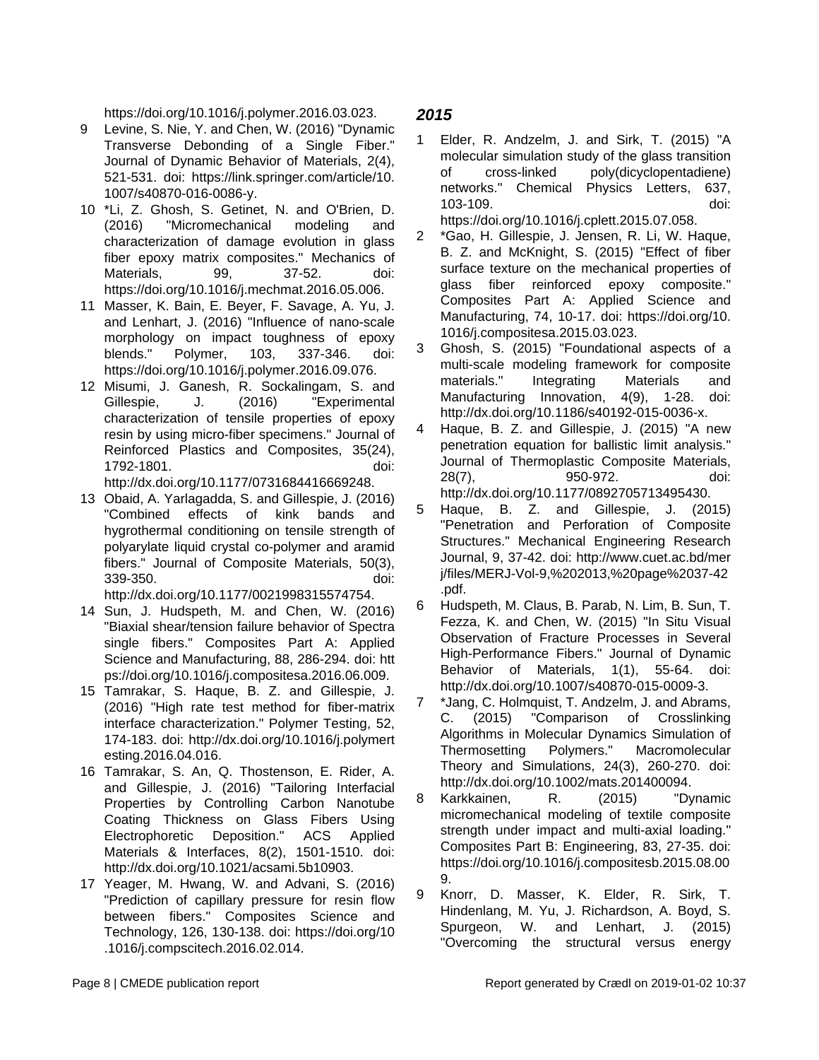https://doi.org/10.1016/j.polymer.2016.03.023.

9 Levine, S. Nie, Y. and Chen, W. (2016) "Dynamic Transverse Debonding of a Single Fiber." Journal of Dynamic Behavior of Materials, 2(4), 521-531. doi: https://link.springer.com/article/10.1007/s40870-016-0086-y.

10 *Li, Z. Ghosh, S. Getinet, N. and O'Brien, D. (2016) "Micromechanical modeling and characterization of damage evolution in glass fiber epoxy matrix composites." Mechanics of Materials, 99, 37-52. doi: https://doi.org/10.1016/j.mechmat.2016.05.006.

11 Masser, K. Bain, E. Beyer, F. Savage, A. Yu, J. and Lenhart, J. (2016) "Influence of nano-scale morphology on impact toughness of epoxy blends." Polymer, 103, 337-346. doi: https://doi.org/10.1016/j.polymer.2016.09.076.

12 Misumi, J. Ganesh, R. Sockalingam, S. and Gillespie, J. (2016) "Experimental characterization of tensile properties of epoxy resin by using micro-fiber specimens." Journal of Reinforced Plastics and Composites, 35(24), 1792-1801. doi: http://dx.doi.org/10.1177/0731684416669248.

13 Obaid, A. Yarlagadda, S. and Gillespie, J. (2016) "Combined effects of kink bands and hygrothermal conditioning on tensile strength of polyarylate liquid crystal co-polymer and aramid fibers." Journal of Composite Materials, 50(3), 339-350. doi: http://dx.doi.org/10.1177/0021998315574754.

14 Sun, J. Hudspeth, M. and Chen, W. (2016) "Biaxial shear/tension failure behavior of Spectra single fibers." Composites Part A: Applied Science and Manufacturing, 88, 286-294. doi: https://doi.org/10.1016/j.compositesa.2016.06.009.

15 Tamrakar, S. Haque, B. Z. and Gillespie, J. (2016) "High rate test method for fiber-matrix interface characterization." Polymer Testing, 52, 174-183. doi: http://dx.doi.org/10.1016/j.polymertesting.2016.04.016.

16 Tamrakar, S. An, Q. Thostenson, E. Rider, A. and Gillespie, J. (2016) "Tailoring Interfacial Properties by Controlling Carbon Nanotube Coating Thickness on Glass Fibers Using Electrophoretic Deposition." ACS Applied Materials & Interfaces, 8(2), 1501-1510. doi: http://dx.doi.org/10.1021/acsami.5b10903.

17 Yeager, M. Hwang, W. and Advani, S. (2016) "Prediction of capillary pressure for resin flow between fibers." Composites Science and Technology, 126, 130-138. doi: https://doi.org/10.1016/j.compscitech.2016.02.014.

### *2015*

1 Elder, R. Andzelm, J. and Sirk, T. (2015) "A molecular simulation study of the glass transition of cross-linked poly(dicyclopentadiene) networks." Chemical Physics Letters, 637, 103-109. doi: https://doi.org/10.1016/j.cplett.2015.07.058.

2 *Gao, H. Gillespie, J. Jensen, R. Li, W. Haque, B. Z. and McKnight, S. (2015) "Effect of fiber surface texture on the mechanical properties of glass fiber reinforced epoxy composite." Composites Part A: Applied Science and Manufacturing, 74, 10-17. doi: https://doi.org/10.1016/j.compositesa.2015.03.023.

3 Ghosh, S. (2015) "Foundational aspects of a multi-scale modeling framework for composite materials." Integrating Materials and Manufacturing Innovation, 4(9), 1-28. doi: http://dx.doi.org/10.1186/s40192-015-0036-x.

4 Haque, B. Z. and Gillespie, J. (2015) "A new penetration equation for ballistic limit analysis." Journal of Thermoplastic Composite Materials, 28(7), 950-972. doi: http://dx.doi.org/10.1177/0892705713495430.

5 Haque, B. Z. and Gillespie, J. (2015) "Penetration and Perforation of Composite Structures." Mechanical Engineering Research Journal, 9, 37-42. doi: http://www.cuet.ac.bd/merj/files/MERJ-Vol-9,%202013,%20page%2037-42.pdf.

6 Hudspeth, M. Claus, B. Parab, N. Lim, B. Sun, T. Fezza, K. and Chen, W. (2015) "In Situ Visual Observation of Fracture Processes in Several High-Performance Fibers." Journal of Dynamic Behavior of Materials, 1(1), 55-64. doi: http://dx.doi.org/10.1007/s40870-015-0009-3.

7 *Jang, C. Holmquist, T. Andzelm, J. and Abrams, C. (2015) "Comparison of Crosslinking Algorithms in Molecular Dynamics Simulation of Thermosetting Polymers." Macromolecular Theory and Simulations, 24(3), 260-270. doi: http://dx.doi.org/10.1002/mats.201400094.

8 Karkkainen, R. (2015) "Dynamic micromechanical modeling of textile composite strength under impact and multi-axial loading." Composites Part B: Engineering, 83, 27-35. doi: https://doi.org/10.1016/j.compositesb.2015.08.009.

9 Knorr, D. Masser, K. Elder, R. Sirk, T. Hindenlang, M. Yu, J. Richardson, A. Boyd, S. Spurgeon, W. and Lenhart, J. (2015) "Overcoming the structural versus energy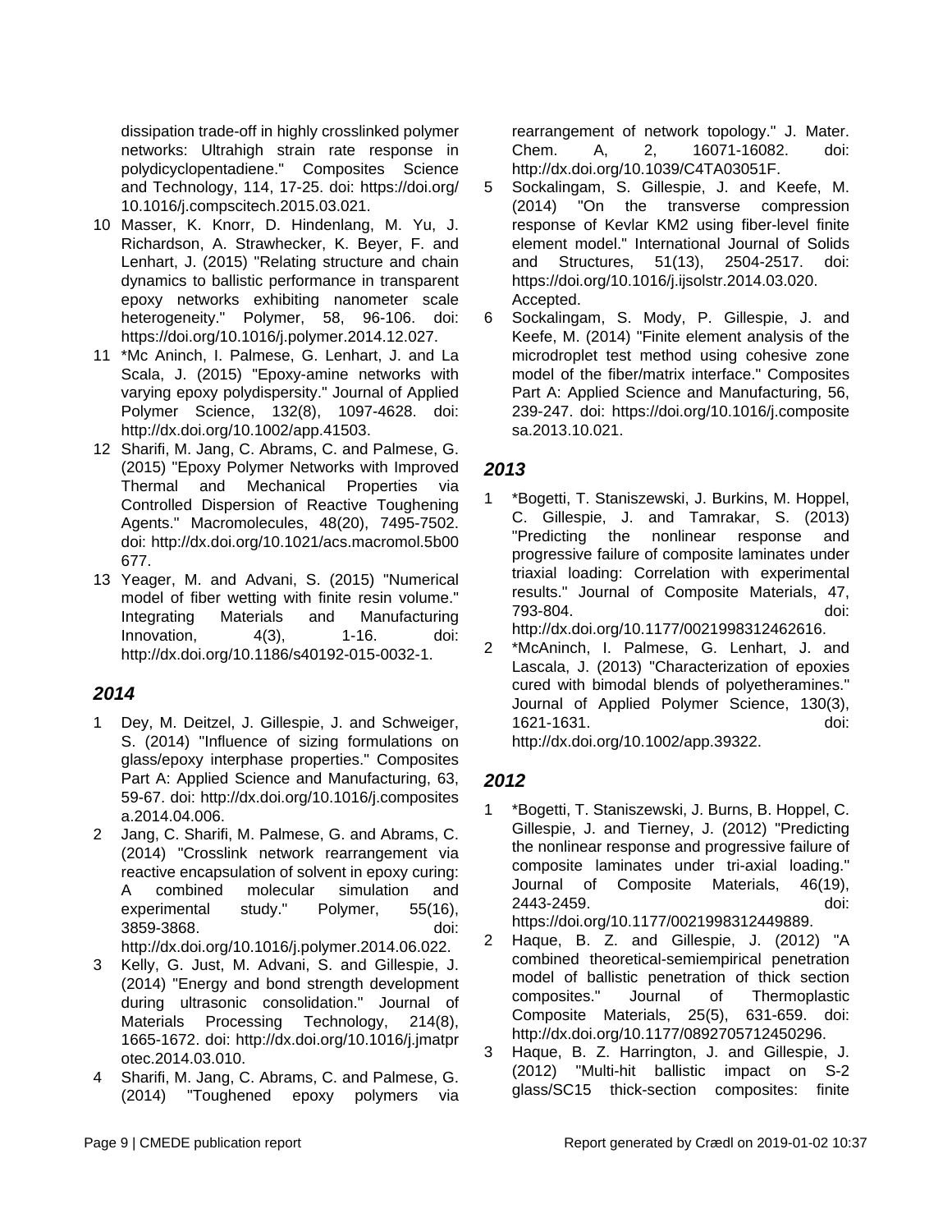dissipation trade-off in highly crosslinked polymer networks: Ultrahigh strain rate response in polydicyclopentadiene." Composites Science and Technology, 114, 17-25. doi: https://doi.org/10.1016/j.compscitech.2015.03.021.

10 Masser, K. Knorr, D. Hindenlang, M. Yu, J. Richardson, A. Strawhecker, K. Beyer, F. and Lenhart, J. (2015) "Relating structure and chain dynamics to ballistic performance in transparent epoxy networks exhibiting nanometer scale heterogeneity." Polymer, 58, 96-106. doi: https://doi.org/10.1016/j.polymer.2014.12.027.

11 *Mc Aninch, I. Palmese, G. Lenhart, J. and La Scala, J. (2015) "Epoxy-amine networks with varying epoxy polydispersity." Journal of Applied Polymer Science, 132(8), 1097-4628. doi: http://dx.doi.org/10.1002/app.41503.

12 Sharifi, M. Jang, C. Abrams, C. and Palmese, G. (2015) "Epoxy Polymer Networks with Improved Thermal and Mechanical Properties via Controlled Dispersion of Reactive Toughening Agents." Macromolecules, 48(20), 7495-7502. doi: http://dx.doi.org/10.1021/acs.macromol.5b00677.

13 Yeager, M. and Advani, S. (2015) "Numerical model of fiber wetting with finite resin volume." Integrating Materials and Manufacturing Innovation, 4(3), 1-16. doi: http://dx.doi.org/10.1186/s40192-015-0032-1.

## 2014

1 Dey, M. Deitzel, J. Gillespie, J. and Schweiger, S. (2014) "Influence of sizing formulations on glass/epoxy interphase properties." Composites Part A: Applied Science and Manufacturing, 63, 59-67. doi: http://dx.doi.org/10.1016/j.compositesa.2014.04.006.

2 Jang, C. Sharifi, M. Palmese, G. and Abrams, C. (2014) "Crosslink network rearrangement via reactive encapsulation of solvent in epoxy curing: A combined molecular simulation and experimental study." Polymer, 55(16), 3859-3868. doi: http://dx.doi.org/10.1016/j.polymer.2014.06.022.

3 Kelly, G. Just, M. Advani, S. and Gillespie, J. (2014) "Energy and bond strength development during ultrasonic consolidation." Journal of Materials Processing Technology, 214(8), 1665-1672. doi: http://dx.doi.org/10.1016/j.jmatprotec.2014.03.010.

4 Sharifi, M. Jang, C. Abrams, C. and Palmese, G. (2014) "Toughened epoxy polymers via rearrangement of network topology." J. Mater. Chem. A, 2, 16071-16082. doi: http://dx.doi.org/10.1039/C4TA03051F.

5 Sockalingam, S. Gillespie, J. and Keefe, M. (2014) "On the transverse compression response of Kevlar KM2 using fiber-level finite element model." International Journal of Solids and Structures, 51(13), 2504-2517. doi: https://doi.org/10.1016/j.ijsolstr.2014.03.020. Accepted.

6 Sockalingam, S. Mody, P. Gillespie, J. and Keefe, M. (2014) "Finite element analysis of the microdroplet test method using cohesive zone model of the fiber/matrix interface." Composites Part A: Applied Science and Manufacturing, 56, 239-247. doi: https://doi.org/10.1016/j.compositesa.2013.10.021.

## 2013

1 *Bogetti, T. Staniszewski, J. Burkins, M. Hoppel, C. Gillespie, J. and Tamrakar, S. (2013) "Predicting the nonlinear response and progressive failure of composite laminates under triaxial loading: Correlation with experimental results." Journal of Composite Materials, 47, 793-804. doi: http://dx.doi.org/10.1177/0021998312462616.

2 *McAninch, I. Palmese, G. Lenhart, J. and Lascala, J. (2013) "Characterization of epoxies cured with bimodal blends of polyetheramines." Journal of Applied Polymer Science, 130(3), 1621-1631. doi: http://dx.doi.org/10.1002/app.39322.

## 2012

1 *Bogetti, T. Staniszewski, J. Burns, B. Hoppel, C. Gillespie, J. and Tierney, J. (2012) "Predicting the nonlinear response and progressive failure of composite laminates under tri-axial loading." Journal of Composite Materials, 46(19), 2443-2459. doi: https://doi.org/10.1177/0021998312449889.

2 Haque, B. Z. and Gillespie, J. (2012) "A combined theoretical-semiempirical penetration model of ballistic penetration of thick section composites." Journal of Thermoplastic Composite Materials, 25(5), 631-659. doi: http://dx.doi.org/10.1177/0892705712450296.

3 Haque, B. Z. Harrington, J. and Gillespie, J. (2012) "Multi-hit ballistic impact on S-2 glass/SC15 thick-section composites: finite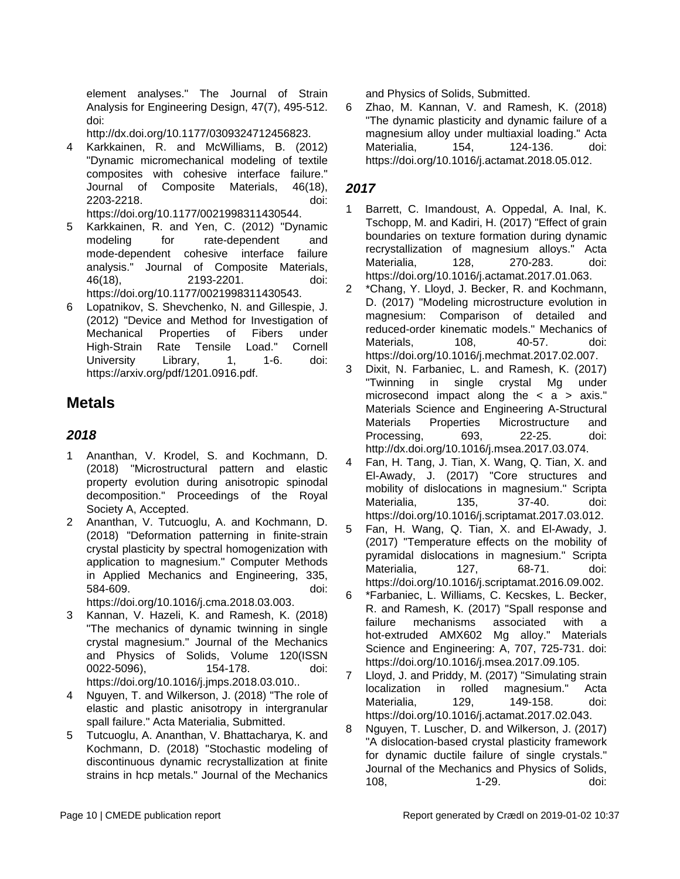element analyses." The Journal of Strain Analysis for Engineering Design, 47(7), 495-512. doi: http://dx.doi.org/10.1177/0309324712456823.

4 Karkkainen, R. and McWilliams, B. (2012) "Dynamic micromechanical modeling of textile composites with cohesive interface failure." Journal of Composite Materials, 46(18), 2203-2218. doi: https://doi.org/10.1177/0021998311430544.

5 Karkkainen, R. and Yen, C. (2012) "Dynamic modeling for rate-dependent and mode-dependent cohesive interface failure analysis." Journal of Composite Materials, 46(18), 2193-2201. doi: https://doi.org/10.1177/0021998311430543.

6 Lopatnikov, S. Shevchenko, N. and Gillespie, J. (2012) "Device and Method for Investigation of Mechanical Properties of Fibers under High-Strain Rate Tensile Load." Cornell University Library, 1, 1-6. doi: https://arxiv.org/pdf/1201.0916.pdf.

## Metals

### *2018*

1 Ananthan, V. Krodel, S. and Kochmann, D. (2018) "Microstructural pattern and elastic property evolution during anisotropic spinodal decomposition." Proceedings of the Royal Society A, Accepted.

2 Ananthan, V. Tutcuoglu, A. and Kochmann, D. (2018) "Deformation patterning in finite-strain crystal plasticity by spectral homogenization with application to magnesium." Computer Methods in Applied Mechanics and Engineering, 335, 584-609. doi: https://doi.org/10.1016/j.cma.2018.03.003.

3 Kannan, V. Hazeli, K. and Ramesh, K. (2018) "The mechanics of dynamic twinning in single crystal magnesium." Journal of the Mechanics and Physics of Solids, Volume 120(ISSN 0022-5096), 154-178. doi: https://doi.org/10.1016/j.jmps.2018.03.010..

4 Nguyen, T. and Wilkerson, J. (2018) "The role of elastic and plastic anisotropy in intergranular spall failure." Acta Materialia, Submitted.

5 Tutcuoglu, A. Ananthan, V. Bhattacharya, K. and Kochmann, D. (2018) "Stochastic modeling of discontinuous dynamic recrystallization at finite strains in hcp metals." Journal of the Mechanics and Physics of Solids, Submitted.

6 Zhao, M. Kannan, V. and Ramesh, K. (2018) "The dynamic plasticity and dynamic failure of a magnesium alloy under multiaxial loading." Acta Materialia, 154, 124-136. doi: https://doi.org/10.1016/j.actamat.2018.05.012.

### *2017*

1 Barrett, C. Imandoust, A. Oppedal, A. Inal, K. Tschopp, M. and Kadiri, H. (2017) "Effect of grain boundaries on texture formation during dynamic recrystallization of magnesium alloys." Acta Materialia, 128, 270-283. doi: https://doi.org/10.1016/j.actamat.2017.01.063.

2 *Chang, Y. Lloyd, J. Becker, R. and Kochmann, D. (2017) "Modeling microstructure evolution in magnesium: Comparison of detailed and reduced-order kinematic models." Mechanics of Materials, 108, 40-57. doi: https://doi.org/10.1016/j.mechmat.2017.02.007.

3 Dixit, N. Farbaniec, L. and Ramesh, K. (2017) "Twinning in single crystal Mg under microsecond impact along the < a > axis." Materials Science and Engineering A-Structural Materials Properties Microstructure and Processing, 693, 22-25. doi: http://dx.doi.org/10.1016/j.msea.2017.03.074.

4 Fan, H. Tang, J. Tian, X. Wang, Q. Tian, X. and El-Awady, J. (2017) "Core structures and mobility of dislocations in magnesium." Scripta Materialia, 135, 37-40. doi: https://doi.org/10.1016/j.scriptamat.2017.03.012.

5 Fan, H. Wang, Q. Tian, X. and El-Awady, J. (2017) "Temperature effects on the mobility of pyramidal dislocations in magnesium." Scripta Materialia, 127, 68-71. doi: https://doi.org/10.1016/j.scriptamat.2016.09.002.

6 *Farbaniec, L. Williams, C. Kecskes, L. Becker, R. and Ramesh, K. (2017) "Spall response and failure mechanisms associated with a hot-extruded AMX602 Mg alloy." Materials Science and Engineering: A, 707, 725-731. doi: https://doi.org/10.1016/j.msea.2017.09.105.

7 Lloyd, J. and Priddy, M. (2017) "Simulating strain localization in rolled magnesium." Acta Materialia, 129, 149-158. doi: https://doi.org/10.1016/j.actamat.2017.02.043.

8 Nguyen, T. Luscher, D. and Wilkerson, J. (2017) "A dislocation-based crystal plasticity framework for dynamic ductile failure of single crystals." Journal of the Mechanics and Physics of Solids, 108, 1-29. doi: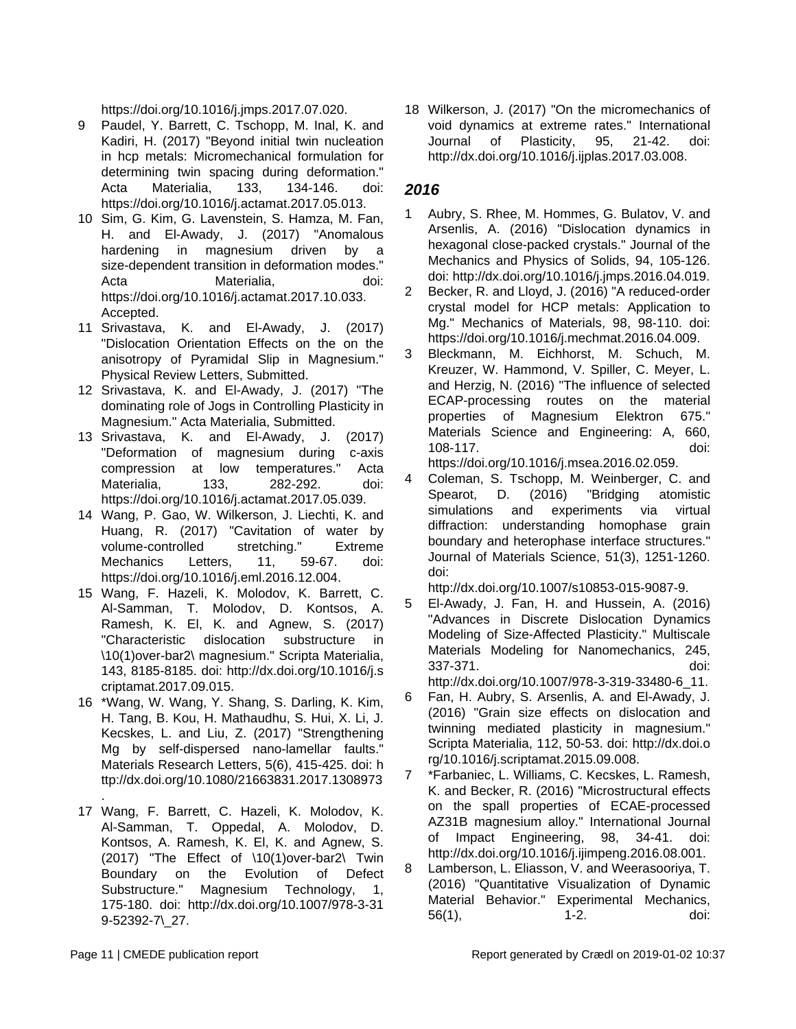https://doi.org/10.1016/j.jmps.2017.07.020.

9 Paudel, Y. Barrett, C. Tschopp, M. Inal, K. and Kadiri, H. (2017) "Beyond initial twin nucleation in hcp metals: Micromechanical formulation for determining twin spacing during deformation." Acta Materialia, 133, 134-146. doi: https://doi.org/10.1016/j.actamat.2017.05.013.

10 Sim, G. Kim, G. Lavenstein, S. Hamza, M. Fan, H. and El-Awady, J. (2017) "Anomalous hardening in magnesium driven by a size-dependent transition in deformation modes." Acta Materialia, doi: https://doi.org/10.1016/j.actamat.2017.10.033. Accepted.

11 Srivastava, K. and El-Awady, J. (2017) "Dislocation Orientation Effects on the on the anisotropy of Pyramidal Slip in Magnesium." Physical Review Letters, Submitted.

12 Srivastava, K. and El-Awady, J. (2017) "The dominating role of Jogs in Controlling Plasticity in Magnesium." Acta Materialia, Submitted.

13 Srivastava, K. and El-Awady, J. (2017) "Deformation of magnesium during c-axis compression at low temperatures." Acta Materialia, 133, 282-292. doi: https://doi.org/10.1016/j.actamat.2017.05.039.

14 Wang, P. Gao, W. Wilkerson, J. Liechti, K. and Huang, R. (2017) "Cavitation of water by volume-controlled stretching." Extreme Mechanics Letters, 11, 59-67. doi: https://doi.org/10.1016/j.eml.2016.12.004.

15 Wang, F. Hazeli, K. Molodov, K. Barrett, C. Al-Samman, T. Molodov, D. Kontsos, A. Ramesh, K. El, K. and Agnew, S. (2017) "Characteristic dislocation substructure in \10(1)over-bar2\ magnesium." Scripta Materialia, 143, 8185-8185. doi: http://dx.doi.org/10.1016/j.scriptamat.2017.09.015.

16 *Wang, W. Wang, Y. Shang, S. Darling, K. Kim, H. Tang, B. Kou, H. Mathaudhu, S. Hui, X. Li, J. Kecskes, L. and Liu, Z. (2017) "Strengthening Mg by self-dispersed nano-lamellar faults." Materials Research Letters, 5(6), 415-425. doi: http://dx.doi.org/10.1080/21663831.2017.1308973.

17 Wang, F. Barrett, C. Hazeli, K. Molodov, K. Al-Samman, T. Oppedal, A. Molodov, D. Kontsos, A. Ramesh, K. El, K. and Agnew, S. (2017) "The Effect of \10(1)over-bar2\ Twin Boundary on the Evolution of Defect Substructure." Magnesium Technology, 1, 175-180. doi: http://dx.doi.org/10.1007/978-3-319-52392-7\_27.

18 Wilkerson, J. (2017) "On the micromechanics of void dynamics at extreme rates." International Journal of Plasticity, 95, 21-42. doi: http://dx.doi.org/10.1016/j.ijplas.2017.03.008.

## *2016*

1 Aubry, S. Rhee, M. Hommes, G. Bulatov, V. and Arsenlis, A. (2016) "Dislocation dynamics in hexagonal close-packed crystals." Journal of the Mechanics and Physics of Solids, 94, 105-126. doi: http://dx.doi.org/10.1016/j.jmps.2016.04.019.

2 Becker, R. and Lloyd, J. (2016) "A reduced-order crystal model for HCP metals: Application to Mg." Mechanics of Materials, 98, 98-110. doi: https://doi.org/10.1016/j.mechmat.2016.04.009.

3 Bleckmann, M. Eichhorst, M. Schuch, M. Kreuzer, W. Hammond, V. Spiller, C. Meyer, L. and Herzig, N. (2016) "The influence of selected ECAP-processing routes on the material properties of Magnesium Elektron 675." Materials Science and Engineering: A, 660, 108-117. doi: https://doi.org/10.1016/j.msea.2016.02.059.

4 Coleman, S. Tschopp, M. Weinberger, C. and Spearot, D. (2016) "Bridging atomistic simulations and experiments via virtual diffraction: understanding homophase grain boundary and heterophase interface structures." Journal of Materials Science, 51(3), 1251-1260. doi: http://dx.doi.org/10.1007/s10853-015-9087-9.

5 El-Awady, J. Fan, H. and Hussein, A. (2016) "Advances in Discrete Dislocation Dynamics Modeling of Size-Affected Plasticity." Multiscale Materials Modeling for Nanomechanics, 245, 337-371. doi: http://dx.doi.org/10.1007/978-3-319-33480-6_11.

6 Fan, H. Aubry, S. Arsenlis, A. and El-Awady, J. (2016) "Grain size effects on dislocation and twinning mediated plasticity in magnesium." Scripta Materialia, 112, 50-53. doi: http://dx.doi.org/10.1016/j.scriptamat.2015.09.008.

7 *Farbaniec, L. Williams, C. Kecskes, L. Ramesh, K. and Becker, R. (2016) "Microstructural effects on the spall properties of ECAE-processed AZ31B magnesium alloy." International Journal of Impact Engineering, 98, 34-41. doi: http://dx.doi.org/10.1016/j.ijimpeng.2016.08.001.

8 Lamberson, L. Eliasson, V. and Weerasooriya, T. (2016) "Quantitative Visualization of Dynamic Material Behavior." Experimental Mechanics, 56(1), 1-2. doi: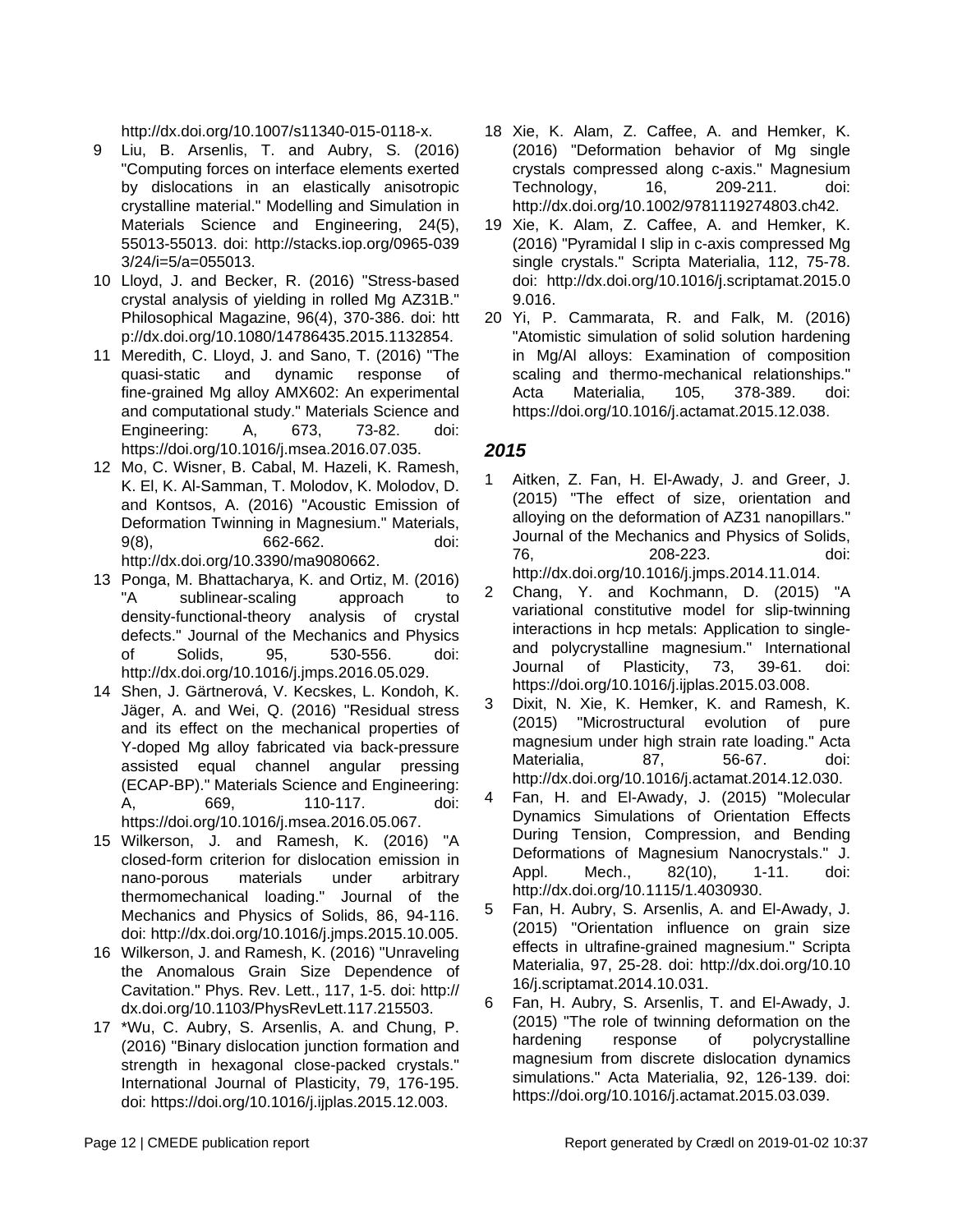http://dx.doi.org/10.1007/s11340-015-0118-x.

9 Liu, B. Arsenlis, T. and Aubry, S. (2016) "Computing forces on interface elements exerted by dislocations in an elastically anisotropic crystalline material." Modelling and Simulation in Materials Science and Engineering, 24(5), 55013-55013. doi: http://stacks.iop.org/0965-0393/24/i=5/a=055013.

10 Lloyd, J. and Becker, R. (2016) "Stress-based crystal analysis of yielding in rolled Mg AZ31B." Philosophical Magazine, 96(4), 370-386. doi: http://dx.doi.org/10.1080/14786435.2015.1132854.

11 Meredith, C. Lloyd, J. and Sano, T. (2016) "The quasi-static and dynamic response of fine-grained Mg alloy AMX602: An experimental and computational study." Materials Science and Engineering: A, 673, 73-82. doi: https://doi.org/10.1016/j.msea.2016.07.035.

12 Mo, C. Wisner, B. Cabal, M. Hazeli, K. Ramesh, K. El, K. Al-Samman, T. Molodov, K. Molodov, D. and Kontsos, A. (2016) "Acoustic Emission of Deformation Twinning in Magnesium." Materials, 9(8), 662-662. doi: http://dx.doi.org/10.3390/ma9080662.

13 Ponga, M. Bhattacharya, K. and Ortiz, M. (2016) "A sublinear-scaling approach to density-functional-theory analysis of crystal defects." Journal of the Mechanics and Physics of Solids, 95, 530-556. doi: http://dx.doi.org/10.1016/j.jmps.2016.05.029.

14 Shen, J. Gärtnerová, V. Kecskes, L. Kondoh, K. Jäger, A. and Wei, Q. (2016) "Residual stress and its effect on the mechanical properties of Y-doped Mg alloy fabricated via back-pressure assisted equal channel angular pressing (ECAP-BP)." Materials Science and Engineering: A, 669, 110-117. doi: https://doi.org/10.1016/j.msea.2016.05.067.

15 Wilkerson, J. and Ramesh, K. (2016) "A closed-form criterion for dislocation emission in nano-porous materials under arbitrary thermomechanical loading." Journal of the Mechanics and Physics of Solids, 86, 94-116. doi: http://dx.doi.org/10.1016/j.jmps.2015.10.005.

16 Wilkerson, J. and Ramesh, K. (2016) "Unraveling the Anomalous Grain Size Dependence of Cavitation." Phys. Rev. Lett., 117, 1-5. doi: http://dx.doi.org/10.1103/PhysRevLett.117.215503.

17 *Wu, C. Aubry, S. Arsenlis, A. and Chung, P. (2016) "Binary dislocation junction formation and strength in hexagonal close-packed crystals." International Journal of Plasticity, 79, 176-195. doi: https://doi.org/10.1016/j.ijplas.2015.12.003.

18 Xie, K. Alam, Z. Caffee, A. and Hemker, K. (2016) "Deformation behavior of Mg single crystals compressed along c-axis." Magnesium Technology, 16, 209-211. doi: http://dx.doi.org/10.1002/9781119274803.ch42.

19 Xie, K. Alam, Z. Caffee, A. and Hemker, K. (2016) "Pyramidal I slip in c-axis compressed Mg single crystals." Scripta Materialia, 112, 75-78. doi: http://dx.doi.org/10.1016/j.scriptamat.2015.09.016.

20 Yi, P. Cammarata, R. and Falk, M. (2016) "Atomistic simulation of solid solution hardening in Mg/Al alloys: Examination of composition scaling and thermo-mechanical relationships." Acta Materialia, 105, 378-389. doi: https://doi.org/10.1016/j.actamat.2015.12.038.

## *2015*

1 Aitken, Z. Fan, H. El-Awady, J. and Greer, J. (2015) "The effect of size, orientation and alloying on the deformation of AZ31 nanopillars." Journal of the Mechanics and Physics of Solids, 76, 208-223. doi: http://dx.doi.org/10.1016/j.jmps.2014.11.014.

2 Chang, Y. and Kochmann, D. (2015) "A variational constitutive model for slip-twinning interactions in hcp metals: Application to single- and polycrystalline magnesium." International Journal of Plasticity, 73, 39-61. doi: https://doi.org/10.1016/j.ijplas.2015.03.008.

3 Dixit, N. Xie, K. Hemker, K. and Ramesh, K. (2015) "Microstructural evolution of pure magnesium under high strain rate loading." Acta Materialia, 87, 56-67. doi: http://dx.doi.org/10.1016/j.actamat.2014.12.030.

4 Fan, H. and El-Awady, J. (2015) "Molecular Dynamics Simulations of Orientation Effects During Tension, Compression, and Bending Deformations of Magnesium Nanocrystals." J. Appl. Mech., 82(10), 1-11. doi: http://dx.doi.org/10.1115/1.4030930.

5 Fan, H. Aubry, S. Arsenlis, A. and El-Awady, J. (2015) "Orientation influence on grain size effects in ultrafine-grained magnesium." Scripta Materialia, 97, 25-28. doi: http://dx.doi.org/10.1016/j.scriptamat.2014.10.031.

6 Fan, H. Aubry, S. Arsenlis, T. and El-Awady, J. (2015) "The role of twinning deformation on the hardening response of polycrystalline magnesium from discrete dislocation dynamics simulations." Acta Materialia, 92, 126-139. doi: https://doi.org/10.1016/j.actamat.2015.03.039.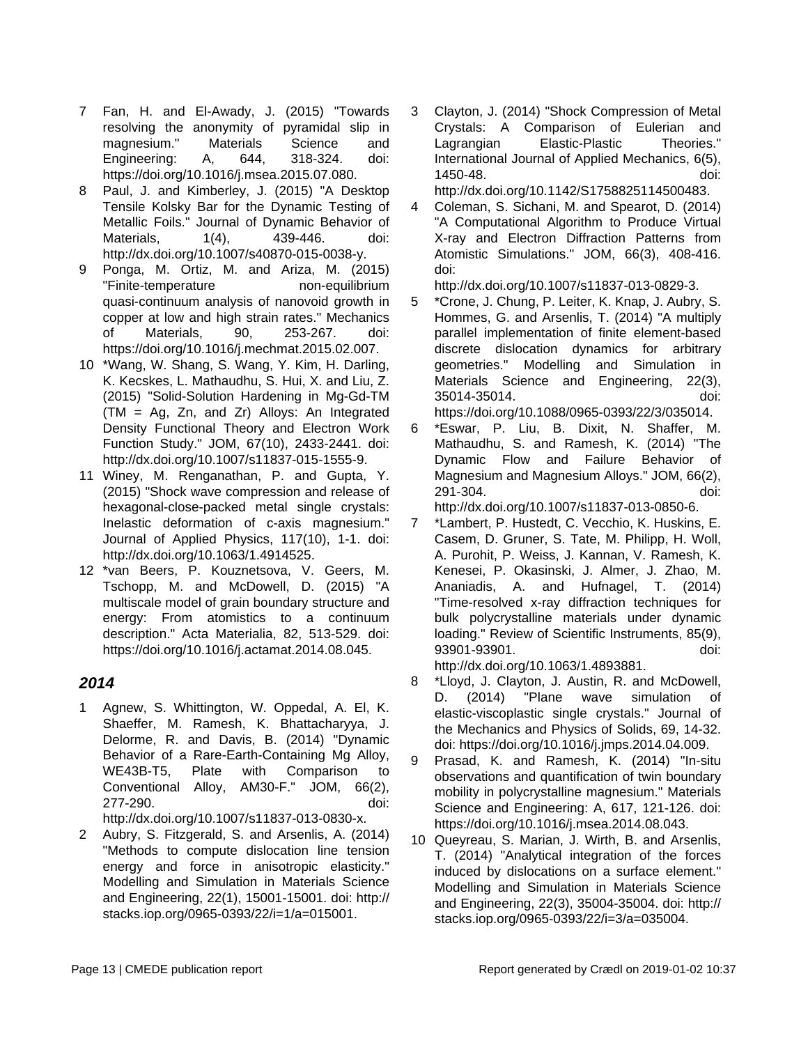7 Fan, H. and El-Awady, J. (2015) "Towards resolving the anonymity of pyramidal slip in magnesium." Materials Science and Engineering: A, 644, 318-324. doi: https://doi.org/10.1016/j.msea.2015.07.080.

8 Paul, J. and Kimberley, J. (2015) "A Desktop Tensile Kolsky Bar for the Dynamic Testing of Metallic Foils." Journal of Dynamic Behavior of Materials, 1(4), 439-446. doi: http://dx.doi.org/10.1007/s40870-015-0038-y.

9 Ponga, M. Ortiz, M. and Ariza, M. (2015) "Finite-temperature non-equilibrium quasi-continuum analysis of nanovoid growth in copper at low and high strain rates." Mechanics of Materials, 90, 253-267. doi: https://doi.org/10.1016/j.mechmat.2015.02.007.

10 *Wang, W. Shang, S. Wang, Y. Kim, H. Darling, K. Kecskes, L. Mathaudhu, S. Hui, X. and Liu, Z. (2015) "Solid-Solution Hardening in Mg-Gd-TM (TM = Ag, Zn, and Zr) Alloys: An Integrated Density Functional Theory and Electron Work Function Study." JOM, 67(10), 2433-2441. doi: http://dx.doi.org/10.1007/s11837-015-1555-9.

11 Winey, M. Renganathan, P. and Gupta, Y. (2015) "Shock wave compression and release of hexagonal-close-packed metal single crystals: Inelastic deformation of c-axis magnesium." Journal of Applied Physics, 117(10), 1-1. doi: http://dx.doi.org/10.1063/1.4914525.

12 *van Beers, P. Kouznetsova, V. Geers, M. Tschopp, M. and McDowell, D. (2015) "A multiscale model of grain boundary structure and energy: From atomistics to a continuum description." Acta Materialia, 82, 513-529. doi: https://doi.org/10.1016/j.actamat.2014.08.045.

## *2014*

1 Agnew, S. Whittington, W. Oppedal, A. El, K. Shaeffer, M. Ramesh, K. Bhattacharyya, J. Delorme, R. and Davis, B. (2014) "Dynamic Behavior of a Rare-Earth-Containing Mg Alloy, WE43B-T5, Plate with Comparison to Conventional Alloy, AM30-F." JOM, 66(2), 277-290. doi: http://dx.doi.org/10.1007/s11837-013-0830-x.

2 Aubry, S. Fitzgerald, S. and Arsenlis, A. (2014) "Methods to compute dislocation line tension energy and force in anisotropic elasticity." Modelling and Simulation in Materials Science and Engineering, 22(1), 15001-15001. doi: http://stacks.iop.org/0965-0393/22/i=1/a=015001.

3 Clayton, J. (2014) "Shock Compression of Metal Crystals: A Comparison of Eulerian and Lagrangian Elastic-Plastic Theories." International Journal of Applied Mechanics, 6(5), 1450-48. doi: http://dx.doi.org/10.1142/S1758825114500483.

4 Coleman, S. Sichani, M. and Spearot, D. (2014) "A Computational Algorithm to Produce Virtual X-ray and Electron Diffraction Patterns from Atomistic Simulations." JOM, 66(3), 408-416. doi: http://dx.doi.org/10.1007/s11837-013-0829-3.

5 *Crone, J. Chung, P. Leiter, K. Knap, J. Aubry, S. Hommes, G. and Arsenlis, T. (2014) "A multiply parallel implementation of finite element-based discrete dislocation dynamics for arbitrary geometries." Modelling and Simulation in Materials Science and Engineering, 22(3), 35014-35014. doi: https://doi.org/10.1088/0965-0393/22/3/035014.

6 *Eswar, P. Liu, B. Dixit, N. Shaffer, M. Mathaudhu, S. and Ramesh, K. (2014) "The Dynamic Flow and Failure Behavior of Magnesium and Magnesium Alloys." JOM, 66(2), 291-304. doi: http://dx.doi.org/10.1007/s11837-013-0850-6.

7 *Lambert, P. Hustedt, C. Vecchio, K. Huskins, E. Casem, D. Gruner, S. Tate, M. Philipp, H. Woll, A. Purohit, P. Weiss, J. Kannan, V. Ramesh, K. Kenesei, P. Okasinski, J. Almer, J. Zhao, M. Ananiadis, A. and Hufnagel, T. (2014) "Time-resolved x-ray diffraction techniques for bulk polycrystalline materials under dynamic loading." Review of Scientific Instruments, 85(9), 93901-93901. doi: http://dx.doi.org/10.1063/1.4893881.

8 *Lloyd, J. Clayton, J. Austin, R. and McDowell, D. (2014) "Plane wave simulation of elastic-viscoplastic single crystals." Journal of the Mechanics and Physics of Solids, 69, 14-32. doi: https://doi.org/10.1016/j.jmps.2014.04.009.

9 Prasad, K. and Ramesh, K. (2014) "In-situ observations and quantification of twin boundary mobility in polycrystalline magnesium." Materials Science and Engineering: A, 617, 121-126. doi: https://doi.org/10.1016/j.msea.2014.08.043.

10 Queyreau, S. Marian, J. Wirth, B. and Arsenlis, T. (2014) "Analytical integration of the forces induced by dislocations on a surface element." Modelling and Simulation in Materials Science and Engineering, 22(3), 35004-35004. doi: http://stacks.iop.org/0965-0393/22/i=3/a=035004.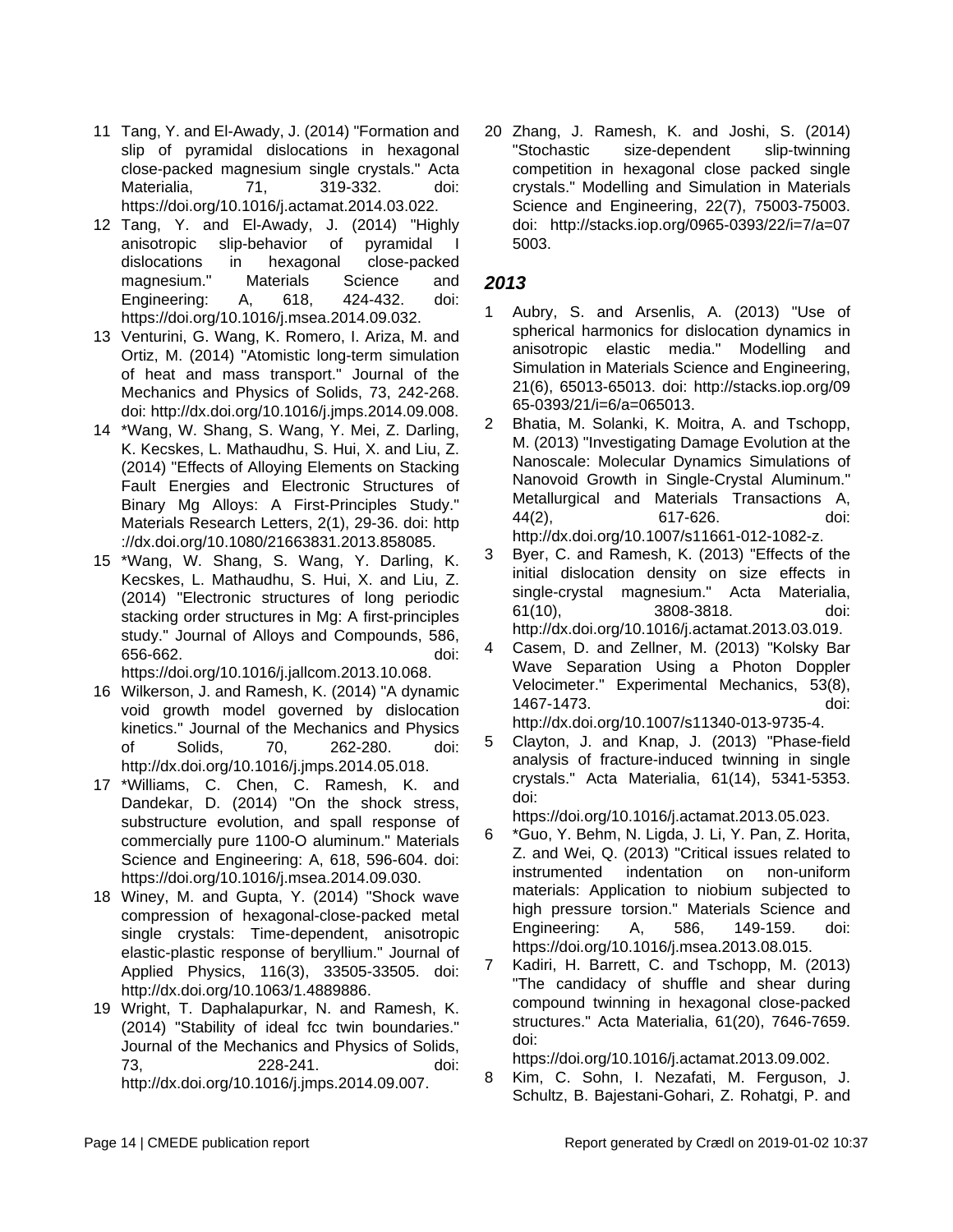11 Tang, Y. and El-Awady, J. (2014) "Formation and slip of pyramidal dislocations in hexagonal close-packed magnesium single crystals." Acta Materialia, 71, 319-332. doi: https://doi.org/10.1016/j.actamat.2014.03.022.

12 Tang, Y. and El-Awady, J. (2014) "Highly anisotropic slip-behavior of pyramidal I dislocations in hexagonal close-packed magnesium." Materials Science and Engineering: A, 618, 424-432. doi: https://doi.org/10.1016/j.msea.2014.09.032.

13 Venturini, G. Wang, K. Romero, I. Ariza, M. and Ortiz, M. (2014) "Atomistic long-term simulation of heat and mass transport." Journal of the Mechanics and Physics of Solids, 73, 242-268. doi: http://dx.doi.org/10.1016/j.jmps.2014.09.008.

14 *Wang, W. Shang, S. Wang, Y. Mei, Z. Darling, K. Kecskes, L. Mathaudhu, S. Hui, X. and Liu, Z. (2014) "Effects of Alloying Elements on Stacking Fault Energies and Electronic Structures of Binary Mg Alloys: A First-Principles Study." Materials Research Letters, 2(1), 29-36. doi: http://dx.doi.org/10.1080/21663831.2013.858085.

15 *Wang, W. Shang, S. Wang, Y. Darling, K. Kecskes, L. Mathaudhu, S. Hui, X. and Liu, Z. (2014) "Electronic structures of long periodic stacking order structures in Mg: A first-principles study." Journal of Alloys and Compounds, 586, 656-662. doi: https://doi.org/10.1016/j.jallcom.2013.10.068.

16 Wilkerson, J. and Ramesh, K. (2014) "A dynamic void growth model governed by dislocation kinetics." Journal of the Mechanics and Physics of Solids, 70, 262-280. doi: http://dx.doi.org/10.1016/j.jmps.2014.05.018.

17 *Williams, C. Chen, C. Ramesh, K. and Dandekar, D. (2014) "On the shock stress, substructure evolution, and spall response of commercially pure 1100-O aluminum." Materials Science and Engineering: A, 618, 596-604. doi: https://doi.org/10.1016/j.msea.2014.09.030.

18 Winey, M. and Gupta, Y. (2014) "Shock wave compression of hexagonal-close-packed metal single crystals: Time-dependent, anisotropic elastic-plastic response of beryllium." Journal of Applied Physics, 116(3), 33505-33505. doi: http://dx.doi.org/10.1063/1.4889886.

19 Wright, T. Daphalapurkar, N. and Ramesh, K. (2014) "Stability of ideal fcc twin boundaries." Journal of the Mechanics and Physics of Solids, 73, 228-241. doi: http://dx.doi.org/10.1016/j.jmps.2014.09.007.

20 Zhang, J. Ramesh, K. and Joshi, S. (2014) "Stochastic size-dependent slip-twinning competition in hexagonal close packed single crystals." Modelling and Simulation in Materials Science and Engineering, 22(7), 75003-75003. doi: http://stacks.iop.org/0965-0393/22/i=7/a=075003.

## *2013*

1 Aubry, S. and Arsenlis, A. (2013) "Use of spherical harmonics for dislocation dynamics in anisotropic elastic media." Modelling and Simulation in Materials Science and Engineering, 21(6), 65013-65013. doi: http://stacks.iop.org/0965-0393/21/i=6/a=065013.

2 Bhatia, M. Solanki, K. Moitra, A. and Tschopp, M. (2013) "Investigating Damage Evolution at the Nanoscale: Molecular Dynamics Simulations of Nanovoid Growth in Single-Crystal Aluminum." Metallurgical and Materials Transactions A, 44(2), 617-626. doi: http://dx.doi.org/10.1007/s11661-012-1082-z.

3 Byer, C. and Ramesh, K. (2013) "Effects of the initial dislocation density on size effects in single-crystal magnesium." Acta Materialia, 61(10), 3808-3818. doi: http://dx.doi.org/10.1016/j.actamat.2013.03.019.

4 Casem, D. and Zellner, M. (2013) "Kolsky Bar Wave Separation Using a Photon Doppler Velocimeter." Experimental Mechanics, 53(8), 1467-1473. doi: http://dx.doi.org/10.1007/s11340-013-9735-4.

5 Clayton, J. and Knap, J. (2013) "Phase-field analysis of fracture-induced twinning in single crystals." Acta Materialia, 61(14), 5341-5353. doi: https://doi.org/10.1016/j.actamat.2013.05.023.

6 *Guo, Y. Behm, N. Ligda, J. Li, Y. Pan, Z. Horita, Z. and Wei, Q. (2013) "Critical issues related to instrumented indentation on non-uniform materials: Application to niobium subjected to high pressure torsion." Materials Science and Engineering: A, 586, 149-159. doi: https://doi.org/10.1016/j.msea.2013.08.015.

7 Kadiri, H. Barrett, C. and Tschopp, M. (2013) "The candidacy of shuffle and shear during compound twinning in hexagonal close-packed structures." Acta Materialia, 61(20), 7646-7659. doi: https://doi.org/10.1016/j.actamat.2013.09.002.

8 Kim, C. Sohn, I. Nezafati, M. Ferguson, J. Schultz, B. Bajestani-Gohari, Z. Rohatgi, P. and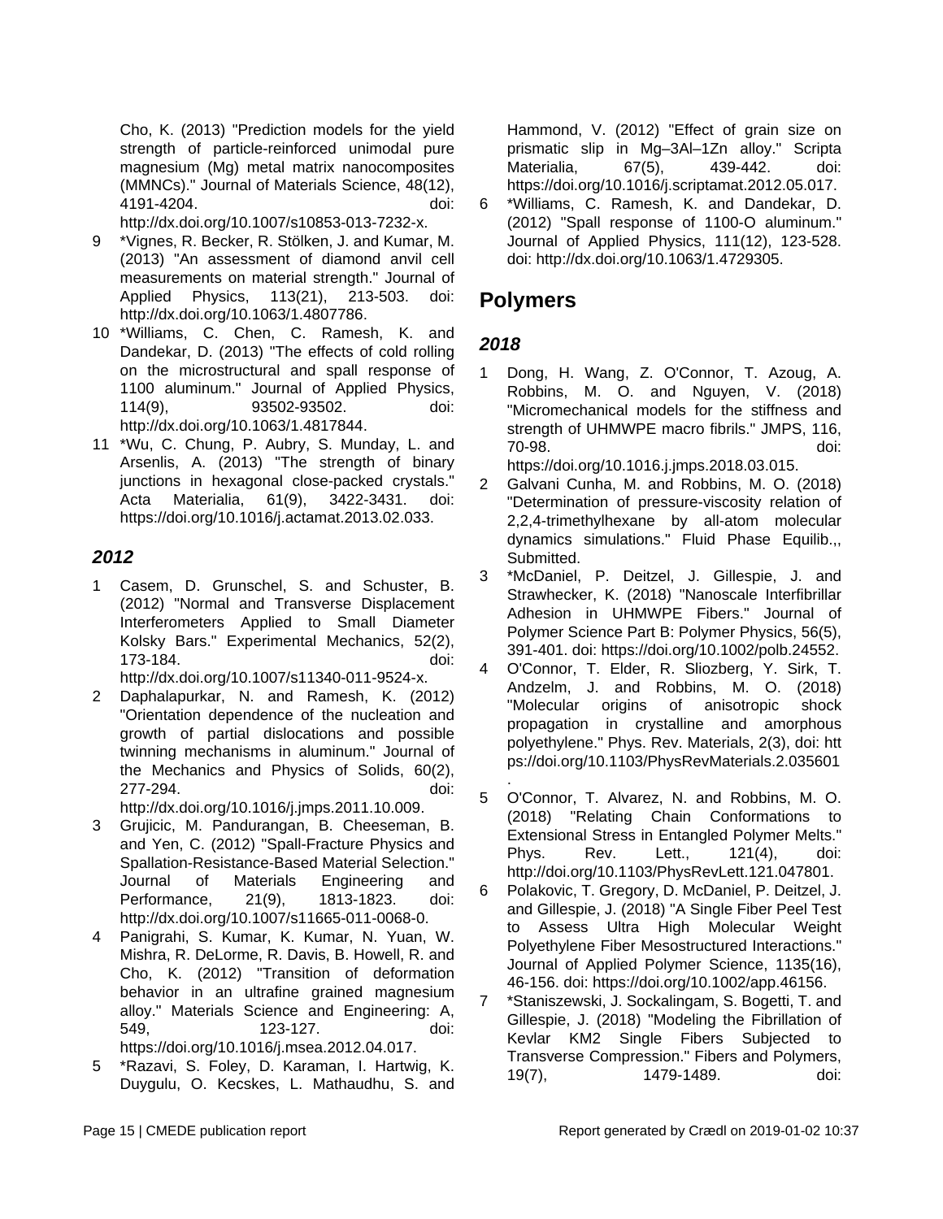Cho, K. (2013) "Prediction models for the yield strength of particle-reinforced unimodal pure magnesium (Mg) metal matrix nanocomposites (MMNCs)." Journal of Materials Science, 48(12), 4191-4204. doi: http://dx.doi.org/10.1007/s10853-013-7232-x.

9 *Vignes, R. Becker, R. Stölken, J. and Kumar, M. (2013) "An assessment of diamond anvil cell measurements on material strength." Journal of Applied Physics, 113(21), 213-503. doi: http://dx.doi.org/10.1063/1.4807786.

10 *Williams, C. Chen, C. Ramesh, K. and Dandekar, D. (2013) "The effects of cold rolling on the microstructural and spall response of 1100 aluminum." Journal of Applied Physics, 114(9), 93502-93502. doi: http://dx.doi.org/10.1063/1.4817844.

11 *Wu, C. Chung, P. Aubry, S. Munday, L. and Arsenlis, A. (2013) "The strength of binary junctions in hexagonal close-packed crystals." Acta Materialia, 61(9), 3422-3431. doi: https://doi.org/10.1016/j.actamat.2013.02.033.

### *2012*

1 Casem, D. Grunschel, S. and Schuster, B. (2012) "Normal and Transverse Displacement Interferometers Applied to Small Diameter Kolsky Bars." Experimental Mechanics, 52(2), 173-184. doi: http://dx.doi.org/10.1007/s11340-011-9524-x.

2 Daphalapurkar, N. and Ramesh, K. (2012) "Orientation dependence of the nucleation and growth of partial dislocations and possible twinning mechanisms in aluminum." Journal of the Mechanics and Physics of Solids, 60(2), 277-294. doi: http://dx.doi.org/10.1016/j.jmps.2011.10.009.

3 Grujicic, M. Pandurangan, B. Cheeseman, B. and Yen, C. (2012) "Spall-Fracture Physics and Spallation-Resistance-Based Material Selection." Journal of Materials Engineering and Performance, 21(9), 1813-1823. doi: http://dx.doi.org/10.1007/s11665-011-0068-0.

4 Panigrahi, S. Kumar, K. Kumar, N. Yuan, W. Mishra, R. DeLorme, R. Davis, B. Howell, R. and Cho, K. (2012) "Transition of deformation behavior in an ultrafine grained magnesium alloy." Materials Science and Engineering: A, 549, 123-127. doi: https://doi.org/10.1016/j.msea.2012.04.017.

5 *Razavi, S. Foley, D. Karaman, I. Hartwig, K. Duygulu, O. Kecskes, L. Mathaudhu, S. and Hammond, V. (2012) "Effect of grain size on prismatic slip in Mg–3Al–1Zn alloy." Scripta Materialia, 67(5), 439-442. doi: https://doi.org/10.1016/j.scriptamat.2012.05.017.

6 *Williams, C. Ramesh, K. and Dandekar, D. (2012) "Spall response of 1100-O aluminum." Journal of Applied Physics, 111(12), 123-528. doi: http://dx.doi.org/10.1063/1.4729305.

## Polymers

### *2018*

1 Dong, H. Wang, Z. O'Connor, T. Azoug, A. Robbins, M. O. and Nguyen, V. (2018) "Micromechanical models for the stiffness and strength of UHMWPE macro fibrils." JMPS, 116, 70-98. doi: https://doi.org/10.1016.j.jmps.2018.03.015.

2 Galvani Cunha, M. and Robbins, M. O. (2018) "Determination of pressure-viscosity relation of 2,2,4-trimethylhexane by all-atom molecular dynamics simulations." Fluid Phase Equilib.,, Submitted.

3 *McDaniel, P. Deitzel, J. Gillespie, J. and Strawhecker, K. (2018) "Nanoscale Interfibrillar Adhesion in UHMWPE Fibers." Journal of Polymer Science Part B: Polymer Physics, 56(5), 391-401. doi: https://doi.org/10.1002/polb.24552.

4 O'Connor, T. Elder, R. Sliozberg, Y. Sirk, T. Andzelm, J. and Robbins, M. O. (2018) "Molecular origins of anisotropic shock propagation in crystalline and amorphous polyethylene." Phys. Rev. Materials, 2(3), doi: https://doi.org/10.1103/PhysRevMaterials.2.035601.

5 O'Connor, T. Alvarez, N. and Robbins, M. O. (2018) "Relating Chain Conformations to Extensional Stress in Entangled Polymer Melts." Phys. Rev. Lett., 121(4), doi: http://doi.org/10.1103/PhysRevLett.121.047801.

6 Polakovic, T. Gregory, D. McDaniel, P. Deitzel, J. and Gillespie, J. (2018) "A Single Fiber Peel Test to Assess Ultra High Molecular Weight Polyethylene Fiber Mesostructured Interactions." Journal of Applied Polymer Science, 1135(16), 46-156. doi: https://doi.org/10.1002/app.46156.

7 *Staniszewski, J. Sockalingam, S. Bogetti, T. and Gillespie, J. (2018) "Modeling the Fibrillation of Kevlar KM2 Single Fibers Subjected to Transverse Compression." Fibers and Polymers, 19(7), 1479-1489. doi: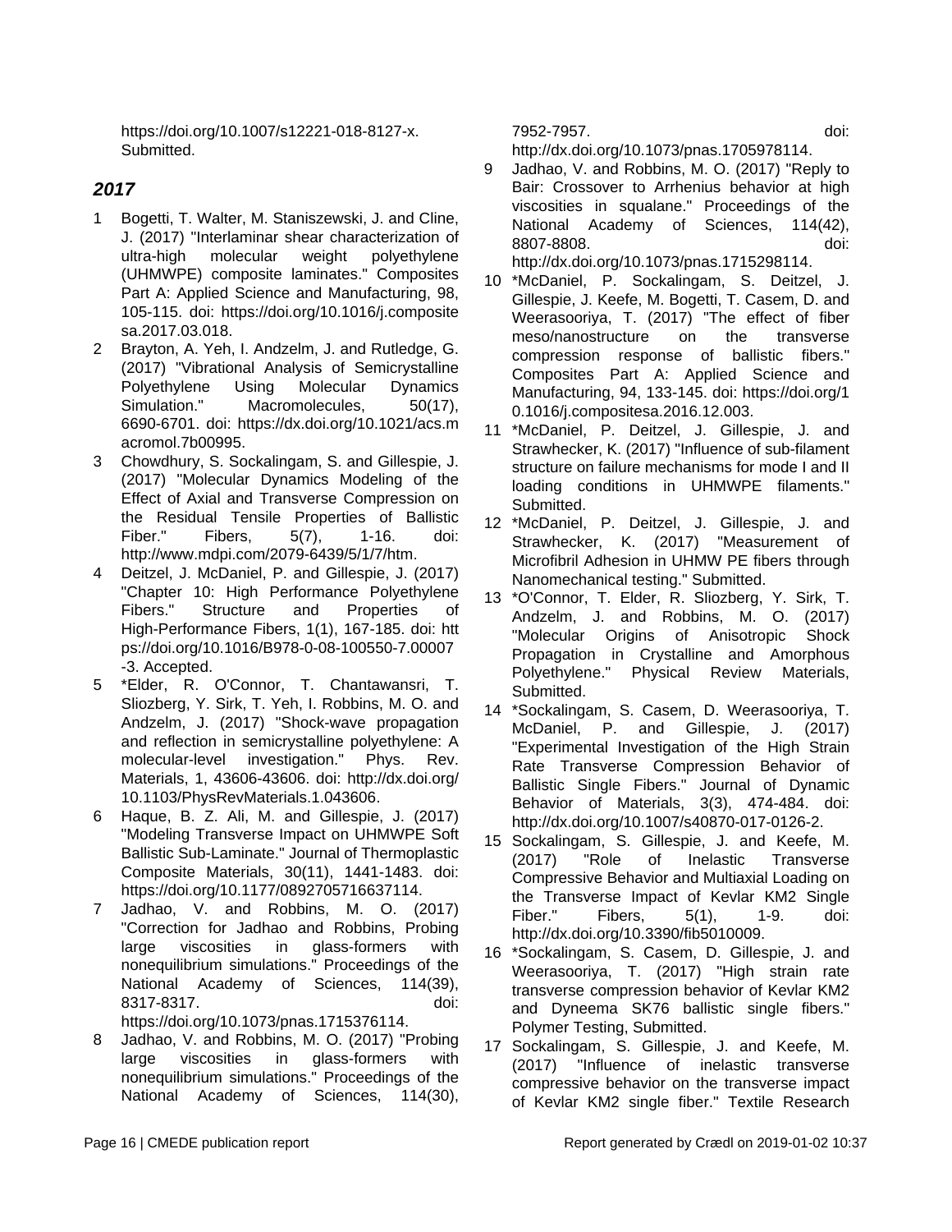https://doi.org/10.1007/s12221-018-8127-x. Submitted.

## *2017*

1. Bogetti, T. Walter, M. Staniszewski, J. and Cline, J. (2017) "Interlaminar shear characterization of ultra-high molecular weight polyethylene (UHMWPE) composite laminates." Composites Part A: Applied Science and Manufacturing, 98, 105-115. doi: https://doi.org/10.1016/j.compositesa.2017.03.018.
2. Brayton, A. Yeh, I. Andzelm, J. and Rutledge, G. (2017) "Vibrational Analysis of Semicrystalline Polyethylene Using Molecular Dynamics Simulation." Macromolecules, 50(17), 6690-6701. doi: https://dx.doi.org/10.1021/acs.macromol.7b00995.
3. Chowdhury, S. Sockalingam, S. and Gillespie, J. (2017) "Molecular Dynamics Modeling of the Effect of Axial and Transverse Compression on the Residual Tensile Properties of Ballistic Fiber." Fibers, 5(7), 1-16. doi: http://www.mdpi.com/2079-6439/5/1/7/htm.
4. Deitzel, J. McDaniel, P. and Gillespie, J. (2017) "Chapter 10: High Performance Polyethylene Fibers." Structure and Properties of High-Performance Fibers, 1(1), 167-185. doi: https://doi.org/10.1016/B978-0-08-100550-7.00007-3. Accepted.
5. *Elder, R. O'Connor, T. Chantawansri, T. Sliozberg, Y. Sirk, T. Yeh, I. Robbins, M. O. and Andzelm, J. (2017) "Shock-wave propagation and reflection in semicrystalline polyethylene: A molecular-level investigation." Phys. Rev. Materials, 1, 43606-43606. doi: http://dx.doi.org/10.1103/PhysRevMaterials.1.043606.
6. Haque, B. Z. Ali, M. and Gillespie, J. (2017) "Modeling Transverse Impact on UHMWPE Soft Ballistic Sub-Laminate." Journal of Thermoplastic Composite Materials, 30(11), 1441-1483. doi: https://doi.org/10.1177/0892705716637114.
7. Jadhao, V. and Robbins, M. O. (2017) "Correction for Jadhao and Robbins, Probing large viscosities in glass-formers with nonequilibrium simulations." Proceedings of the National Academy of Sciences, 114(39), 8317-8317. doi: https://doi.org/10.1073/pnas.1715376114.
8. Jadhao, V. and Robbins, M. O. (2017) "Probing large viscosities in glass-formers with nonequilibrium simulations." Proceedings of the National Academy of Sciences, 114(30), 7952-7957. doi: http://dx.doi.org/10.1073/pnas.1705978114.
9. Jadhao, V. and Robbins, M. O. (2017) "Reply to Bair: Crossover to Arrhenius behavior at high viscosities in squalane." Proceedings of the National Academy of Sciences, 114(42), 8807-8808. doi: http://dx.doi.org/10.1073/pnas.1715298114.
10. *McDaniel, P. Sockalingam, S. Deitzel, J. Gillespie, J. Keefe, M. Bogetti, T. Casem, D. and Weerasooriya, T. (2017) "The effect of fiber meso/nanostructure on the transverse compression response of ballistic fibers." Composites Part A: Applied Science and Manufacturing, 94, 133-145. doi: https://doi.org/10.1016/j.compositesa.2016.12.003.
11. *McDaniel, P. Deitzel, J. Gillespie, J. and Strawhecker, K. (2017) "Influence of sub-filament structure on failure mechanisms for mode I and II loading conditions in UHMWPE filaments." Submitted.
12. *McDaniel, P. Deitzel, J. Gillespie, J. and Strawhecker, K. (2017) "Measurement of Microfibril Adhesion in UHMW PE fibers through Nanomechanical testing." Submitted.
13. *O'Connor, T. Elder, R. Sliozberg, Y. Sirk, T. Andzelm, J. and Robbins, M. O. (2017) "Molecular Origins of Anisotropic Shock Propagation in Crystalline and Amorphous Polyethylene." Physical Review Materials, Submitted.
14. *Sockalingam, S. Casem, D. Weerasooriya, T. McDaniel, P. and Gillespie, J. (2017) "Experimental Investigation of the High Strain Rate Transverse Compression Behavior of Ballistic Single Fibers." Journal of Dynamic Behavior of Materials, 3(3), 474-484. doi: http://dx.doi.org/10.1007/s40870-017-0126-2.
15. Sockalingam, S. Gillespie, J. and Keefe, M. (2017) "Role of Inelastic Transverse Compressive Behavior and Multiaxial Loading on the Transverse Impact of Kevlar KM2 Single Fiber." Fibers, 5(1), 1-9. doi: http://dx.doi.org/10.3390/fib5010009.
16. *Sockalingam, S. Casem, D. Gillespie, J. and Weerasooriya, T. (2017) "High strain rate transverse compression behavior of Kevlar KM2 and Dyneema SK76 ballistic single fibers." Polymer Testing, Submitted.
17. Sockalingam, S. Gillespie, J. and Keefe, M. (2017) "Influence of inelastic transverse compressive behavior on the transverse impact of Kevlar KM2 single fiber." Textile Research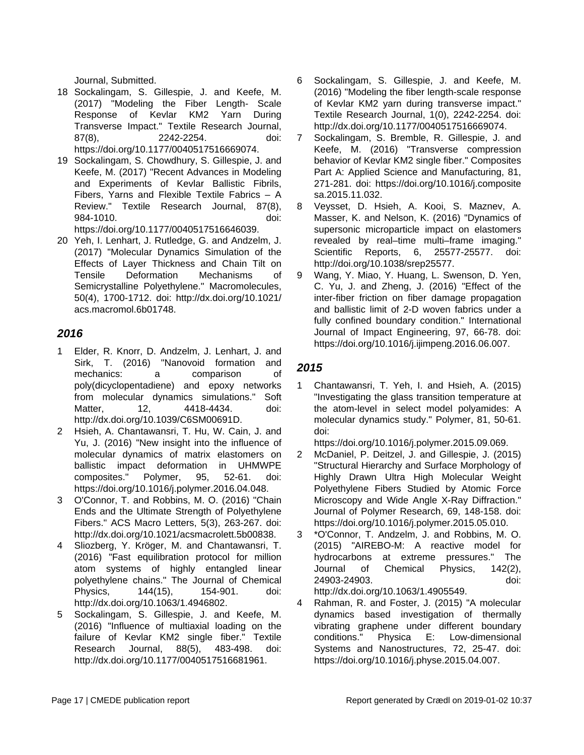Journal, Submitted.

18 Sockalingam, S. Gillespie, J. and Keefe, M. (2017) "Modeling the Fiber Length- Scale Response of Kevlar KM2 Yarn During Transverse Impact." Textile Research Journal, 87(8), 2242-2254. doi: https://doi.org/10.1177/0040517516669074.

19 Sockalingam, S. Chowdhury, S. Gillespie, J. and Keefe, M. (2017) "Recent Advances in Modeling and Experiments of Kevlar Ballistic Fibrils, Fibers, Yarns and Flexible Textile Fabrics – A Review." Textile Research Journal, 87(8), 984-1010. doi: https://doi.org/10.1177/0040517516646039.

20 Yeh, I. Lenhart, J. Rutledge, G. and Andzelm, J. (2017) "Molecular Dynamics Simulation of the Effects of Layer Thickness and Chain Tilt on Tensile Deformation Mechanisms of Semicrystalline Polyethylene." Macromolecules, 50(4), 1700-1712. doi: http://dx.doi.org/10.1021/acs.macromol.6b01748.

## *2016*

1 Elder, R. Knorr, D. Andzelm, J. Lenhart, J. and Sirk, T. (2016) "Nanovoid formation and mechanics: a comparison of poly(dicyclopentadiene) and epoxy networks from molecular dynamics simulations." Soft Matter, 12, 4418-4434. doi: http://dx.doi.org/10.1039/C6SM00691D.

2 Hsieh, A. Chantawansri, T. Hu, W. Cain, J. and Yu, J. (2016) "New insight into the influence of molecular dynamics of matrix elastomers on ballistic impact deformation in UHMWPE composites." Polymer, 95, 52-61. doi: https://doi.org/10.1016/j.polymer.2016.04.048.

3 O'Connor, T. and Robbins, M. O. (2016) "Chain Ends and the Ultimate Strength of Polyethylene Fibers." ACS Macro Letters, 5(3), 263-267. doi: http://dx.doi.org/10.1021/acsmacrolett.5b00838.

4 Sliozberg, Y. Kröger, M. and Chantawansri, T. (2016) "Fast equilibration protocol for million atom systems of highly entangled linear polyethylene chains." The Journal of Chemical Physics, 144(15), 154-901. doi: http://dx.doi.org/10.1063/1.4946802.

5 Sockalingam, S. Gillespie, J. and Keefe, M. (2016) "Influence of multiaxial loading on the failure of Kevlar KM2 single fiber." Textile Research Journal, 88(5), 483-498. doi: http://dx.doi.org/10.1177/0040517516681961.

6 Sockalingam, S. Gillespie, J. and Keefe, M. (2016) "Modeling the fiber length-scale response of Kevlar KM2 yarn during transverse impact." Textile Research Journal, 1(0), 2242-2254. doi: http://dx.doi.org/10.1177/0040517516669074.

7 Sockalingam, S. Bremble, R. Gillespie, J. and Keefe, M. (2016) "Transverse compression behavior of Kevlar KM2 single fiber." Composites Part A: Applied Science and Manufacturing, 81, 271-281. doi: https://doi.org/10.1016/j.compositesa.2015.11.032.

8 Veysset, D. Hsieh, A. Kooi, S. Maznev, A. Masser, K. and Nelson, K. (2016) "Dynamics of supersonic microparticle impact on elastomers revealed by real–time multi–frame imaging." Scientific Reports, 6, 25577-25577. doi: http://doi.org/10.1038/srep25577.

9 Wang, Y. Miao, Y. Huang, L. Swenson, D. Yen, C. Yu, J. and Zheng, J. (2016) "Effect of the inter-fiber friction on fiber damage propagation and ballistic limit of 2-D woven fabrics under a fully confined boundary condition." International Journal of Impact Engineering, 97, 66-78. doi: https://doi.org/10.1016/j.ijimpeng.2016.06.007.

## *2015*

1 Chantawansri, T. Yeh, I. and Hsieh, A. (2015) "Investigating the glass transition temperature at the atom-level in select model polyamides: A molecular dynamics study." Polymer, 81, 50-61. doi: https://doi.org/10.1016/j.polymer.2015.09.069.

2 McDaniel, P. Deitzel, J. and Gillespie, J. (2015) "Structural Hierarchy and Surface Morphology of Highly Drawn Ultra High Molecular Weight Polyethylene Fibers Studied by Atomic Force Microscopy and Wide Angle X-Ray Diffraction." Journal of Polymer Research, 69, 148-158. doi: https://doi.org/10.1016/j.polymer.2015.05.010.

3 *O'Connor, T. Andzelm, J. and Robbins, M. O. (2015) "AIREBO-M: A reactive model for hydrocarbons at extreme pressures." The Journal of Chemical Physics, 142(2), 24903-24903. doi: http://dx.doi.org/10.1063/1.4905549.

4 Rahman, R. and Foster, J. (2015) "A molecular dynamics based investigation of thermally vibrating graphene under different boundary conditions." Physica E: Low-dimensional Systems and Nanostructures, 72, 25-47. doi: https://doi.org/10.1016/j.physe.2015.04.007.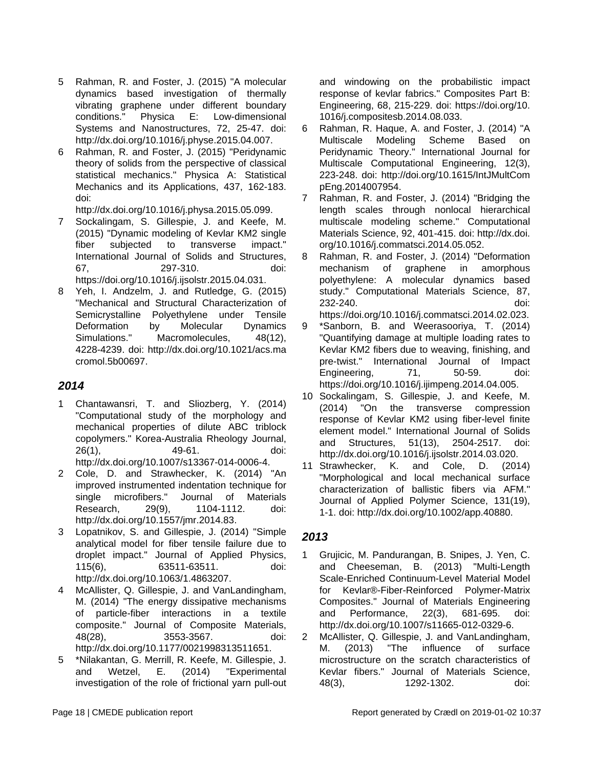5 Rahman, R. and Foster, J. (2015) "A molecular dynamics based investigation of thermally vibrating graphene under different boundary conditions." Physica E: Low-dimensional Systems and Nanostructures, 72, 25-47. doi: http://dx.doi.org/10.1016/j.physe.2015.04.007.

6 Rahman, R. and Foster, J. (2015) "Peridynamic theory of solids from the perspective of classical statistical mechanics." Physica A: Statistical Mechanics and its Applications, 437, 162-183. doi: http://dx.doi.org/10.1016/j.physa.2015.05.099.

7 Sockalingam, S. Gillespie, J. and Keefe, M. (2015) "Dynamic modeling of Kevlar KM2 single fiber subjected to transverse impact." International Journal of Solids and Structures, 67, 297-310. doi: https://doi.org/10.1016/j.ijsolstr.2015.04.031.

8 Yeh, I. Andzelm, J. and Rutledge, G. (2015) "Mechanical and Structural Characterization of Semicrystalline Polyethylene under Tensile Deformation by Molecular Dynamics Simulations." Macromolecules, 48(12), 4228-4239. doi: http://dx.doi.org/10.1021/acs.macromol.5b00697.

## *2014*

1 Chantawansri, T. and Sliozberg, Y. (2014) "Computational study of the morphology and mechanical properties of dilute ABC triblock copolymers." Korea-Australia Rheology Journal, 26(1), 49-61. doi: http://dx.doi.org/10.1007/s13367-014-0006-4.

2 Cole, D. and Strawhecker, K. (2014) "An improved instrumented indentation technique for single microfibers." Journal of Materials Research, 29(9), 1104-1112. doi: http://dx.doi.org/10.1557/jmr.2014.83.

3 Lopatnikov, S. and Gillespie, J. (2014) "Simple analytical model for fiber tensile failure due to droplet impact." Journal of Applied Physics, 115(6), 63511-63511. doi: http://dx.doi.org/10.1063/1.4863207.

4 McAllister, Q. Gillespie, J. and VanLandingham, M. (2014) "The energy dissipative mechanisms of particle-fiber interactions in a textile composite." Journal of Composite Materials, 48(28), 3553-3567. doi: http://dx.doi.org/10.1177/0021998313511651.

5 *Nilakantan, G. Merrill, R. Keefe, M. Gillespie, J. and Wetzel, E. (2014) "Experimental investigation of the role of frictional yarn pull-out and windowing on the probabilistic impact response of kevlar fabrics." Composites Part B: Engineering, 68, 215-229. doi: https://doi.org/10.1016/j.compositesb.2014.08.033.

6 Rahman, R. Haque, A. and Foster, J. (2014) "A Multiscale Modeling Scheme Based on Peridynamic Theory." International Journal for Multiscale Computational Engineering, 12(3), 223-248. doi: http://doi.org/10.1615/IntJMultCompEng.2014007954.

7 Rahman, R. and Foster, J. (2014) "Bridging the length scales through nonlocal hierarchical multiscale modeling scheme." Computational Materials Science, 92, 401-415. doi: http://dx.doi.org/10.1016/j.commatsci.2014.05.052.

8 Rahman, R. and Foster, J. (2014) "Deformation mechanism of graphene in amorphous polyethylene: A molecular dynamics based study." Computational Materials Science, 87, 232-240. doi: https://doi.org/10.1016/j.commatsci.2014.02.023.

9 *Sanborn, B. and Weerasooriya, T. (2014) "Quantifying damage at multiple loading rates to Kevlar KM2 fibers due to weaving, finishing, and pre-twist." International Journal of Impact Engineering, 71, 50-59. doi: https://doi.org/10.1016/j.ijimpeng.2014.04.005.

10 Sockalingam, S. Gillespie, J. and Keefe, M. (2014) "On the transverse compression response of Kevlar KM2 using fiber-level finite element model." International Journal of Solids and Structures, 51(13), 2504-2517. doi: http://dx.doi.org/10.1016/j.ijsolstr.2014.03.020.

11 Strawhecker, K. and Cole, D. (2014) "Morphological and local mechanical surface characterization of ballistic fibers via AFM." Journal of Applied Polymer Science, 131(19), 1-1. doi: http://dx.doi.org/10.1002/app.40880.

## *2013*

1 Grujicic, M. Pandurangan, B. Snipes, J. Yen, C. and Cheeseman, B. (2013) "Multi-Length Scale-Enriched Continuum-Level Material Model for Kevlar®-Fiber-Reinforced Polymer-Matrix Composites." Journal of Materials Engineering and Performance, 22(3), 681-695. doi: http://dx.doi.org/10.1007/s11665-012-0329-6.

2 McAllister, Q. Gillespie, J. and VanLandingham, M. (2013) "The influence of surface microstructure on the scratch characteristics of Kevlar fibers." Journal of Materials Science, 48(3), 1292-1302. doi: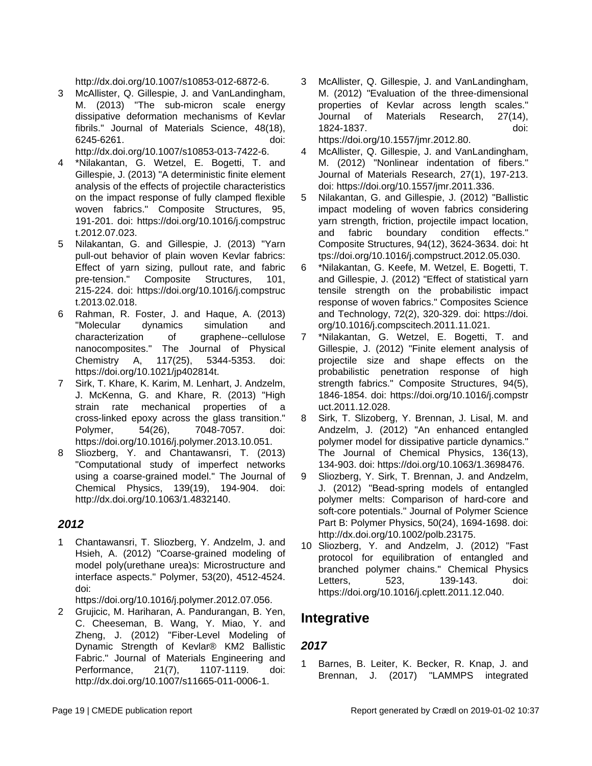http://dx.doi.org/10.1007/s10853-012-6872-6.

3 McAllister, Q. Gillespie, J. and VanLandingham, M. (2013) "The sub-micron scale energy dissipative deformation mechanisms of Kevlar fibrils." Journal of Materials Science, 48(18), 6245-6261. doi: http://dx.doi.org/10.1007/s10853-013-7422-6.
4 *Nilakantan, G. Wetzel, E. Bogetti, T. and Gillespie, J. (2013) "A deterministic finite element analysis of the effects of projectile characteristics on the impact response of fully clamped flexible woven fabrics." Composite Structures, 95, 191-201. doi: https://doi.org/10.1016/j.compstruct.2012.07.023.
5 Nilakantan, G. and Gillespie, J. (2013) "Yarn pull-out behavior of plain woven Kevlar fabrics: Effect of yarn sizing, pullout rate, and fabric pre-tension." Composite Structures, 101, 215-224. doi: https://doi.org/10.1016/j.compstruct.2013.02.018.
6 Rahman, R. Foster, J. and Haque, A. (2013) "Molecular dynamics simulation and characterization of graphene--cellulose nanocomposites." The Journal of Physical Chemistry A, 117(25), 5344-5353. doi: https://doi.org/10.1021/jp402814t.
7 Sirk, T. Khare, K. Karim, M. Lenhart, J. Andzelm, J. McKenna, G. and Khare, R. (2013) "High strain rate mechanical properties of a cross-linked epoxy across the glass transition." Polymer, 54(26), 7048-7057. doi: https://doi.org/10.1016/j.polymer.2013.10.051.
8 Sliozberg, Y. and Chantawansri, T. (2013) "Computational study of imperfect networks using a coarse-grained model." The Journal of Chemical Physics, 139(19), 194-904. doi: http://dx.doi.org/10.1063/1.4832140.

### *2012*

1 Chantawansri, T. Sliozberg, Y. Andzelm, J. and Hsieh, A. (2012) "Coarse-grained modeling of model poly(urethane urea)s: Microstructure and interface aspects." Polymer, 53(20), 4512-4524. doi: https://doi.org/10.1016/j.polymer.2012.07.056.
2 Grujicic, M. Hariharan, A. Pandurangan, B. Yen, C. Cheeseman, B. Wang, Y. Miao, Y. and Zheng, J. (2012) "Fiber-Level Modeling of Dynamic Strength of Kevlar® KM2 Ballistic Fabric." Journal of Materials Engineering and Performance, 21(7), 1107-1119. doi: http://dx.doi.org/10.1007/s11665-011-0006-1.
3 McAllister, Q. Gillespie, J. and VanLandingham, M. (2012) "Evaluation of the three-dimensional properties of Kevlar across length scales." Journal of Materials Research, 27(14), 1824-1837. doi: https://doi.org/10.1557/jmr.2012.80.
4 McAllister, Q. Gillespie, J. and VanLandingham, M. (2012) "Nonlinear indentation of fibers." Journal of Materials Research, 27(1), 197-213. doi: https://doi.org/10.1557/jmr.2011.336.
5 Nilakantan, G. and Gillespie, J. (2012) "Ballistic impact modeling of woven fabrics considering yarn strength, friction, projectile impact location, and fabric boundary condition effects." Composite Structures, 94(12), 3624-3634. doi: https://doi.org/10.1016/j.compstruct.2012.05.030.
6 *Nilakantan, G. Keefe, M. Wetzel, E. Bogetti, T. and Gillespie, J. (2012) "Effect of statistical yarn tensile strength on the probabilistic impact response of woven fabrics." Composites Science and Technology, 72(2), 320-329. doi: https://doi.org/10.1016/j.compscitech.2011.11.021.
7 *Nilakantan, G. Wetzel, E. Bogetti, T. and Gillespie, J. (2012) "Finite element analysis of projectile size and shape effects on the probabilistic penetration response of high strength fabrics." Composite Structures, 94(5), 1846-1854. doi: https://doi.org/10.1016/j.compstruct.2011.12.028.
8 Sirk, T. Slizoberg, Y. Brennan, J. Lisal, M. and Andzelm, J. (2012) "An enhanced entangled polymer model for dissipative particle dynamics." The Journal of Chemical Physics, 136(13), 134-903. doi: https://doi.org/10.1063/1.3698476.
9 Sliozberg, Y. Sirk, T. Brennan, J. and Andzelm, J. (2012) "Bead-spring models of entangled polymer melts: Comparison of hard-core and soft-core potentials." Journal of Polymer Science Part B: Polymer Physics, 50(24), 1694-1698. doi: http://dx.doi.org/10.1002/polb.23175.
10 Sliozberg, Y. and Andzelm, J. (2012) "Fast protocol for equilibration of entangled and branched polymer chains." Chemical Physics Letters, 523, 139-143. doi: https://doi.org/10.1016/j.cplett.2011.12.040.

## Integrative

### *2017*

1 Barnes, B. Leiter, K. Becker, R. Knap, J. and Brennan, J. (2017) "LAMMPS integrated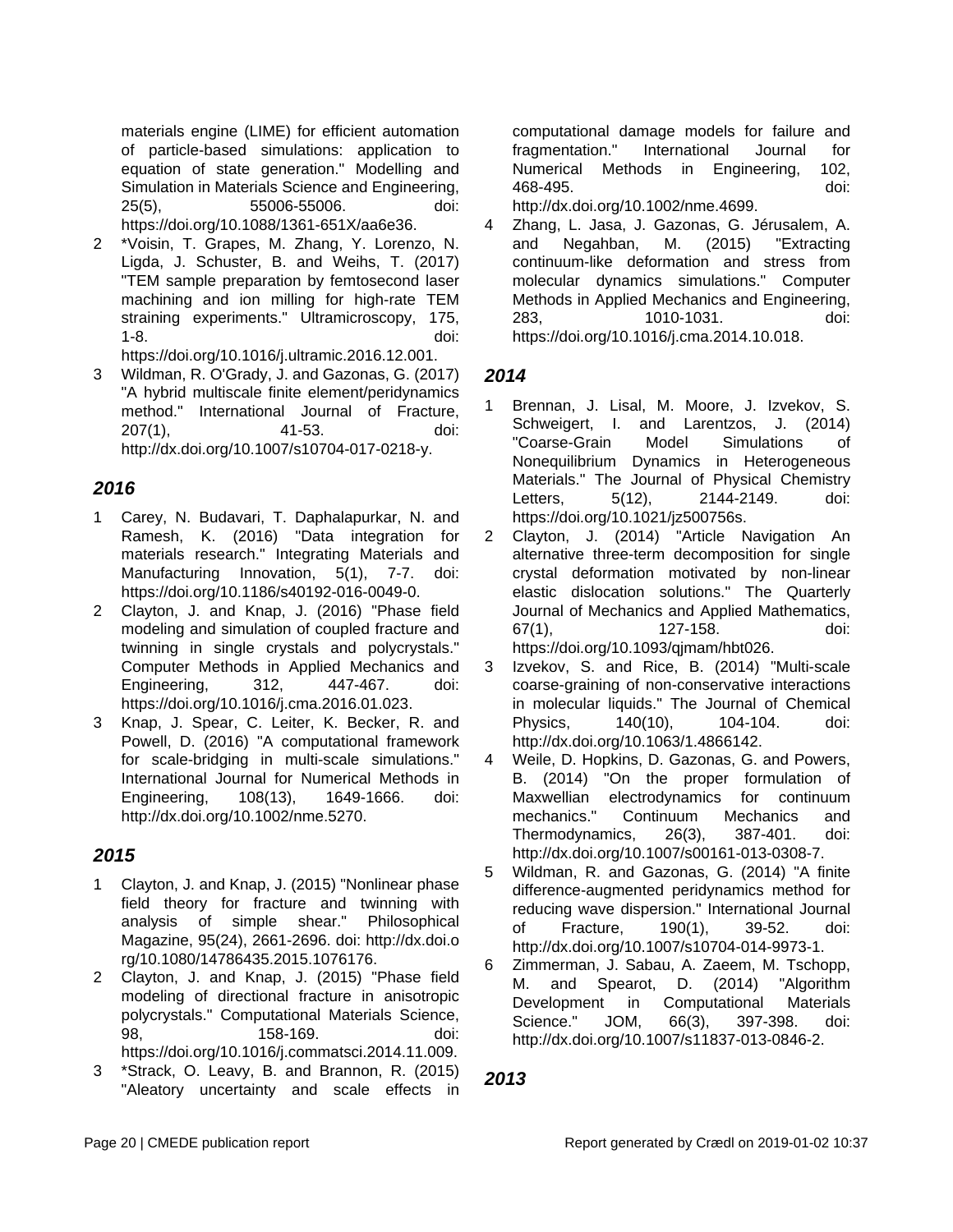materials engine (LIME) for efficient automation of particle-based simulations: application to equation of state generation." Modelling and Simulation in Materials Science and Engineering, 25(5), 55006-55006. doi: https://doi.org/10.1088/1361-651X/aa6e36.

2. *Voisin, T. Grapes, M. Zhang, Y. Lorenzo, N. Ligda, J. Schuster, B. and Weihs, T. (2017) "TEM sample preparation by femtosecond laser machining and ion milling for high-rate TEM straining experiments." Ultramicroscopy, 175, 1-8. doi: https://doi.org/10.1016/j.ultramic.2016.12.001.
3. Wildman, R. O'Grady, J. and Gazonas, G. (2017) "A hybrid multiscale finite element/peridynamics method." International Journal of Fracture, 207(1), 41-53. doi: http://dx.doi.org/10.1007/s10704-017-0218-y.

## *2016*

1. Carey, N. Budavari, T. Daphalapurkar, N. and Ramesh, K. (2016) "Data integration for materials research." Integrating Materials and Manufacturing Innovation, 5(1), 7-7. doi: https://doi.org/10.1186/s40192-016-0049-0.
2. Clayton, J. and Knap, J. (2016) "Phase field modeling and simulation of coupled fracture and twinning in single crystals and polycrystals." Computer Methods in Applied Mechanics and Engineering, 312, 447-467. doi: https://doi.org/10.1016/j.cma.2016.01.023.
3. Knap, J. Spear, C. Leiter, K. Becker, R. and Powell, D. (2016) "A computational framework for scale-bridging in multi-scale simulations." International Journal for Numerical Methods in Engineering, 108(13), 1649-1666. doi: http://dx.doi.org/10.1002/nme.5270.

## *2015*

1. Clayton, J. and Knap, J. (2015) "Nonlinear phase field theory for fracture and twinning with analysis of simple shear." Philosophical Magazine, 95(24), 2661-2696. doi: http://dx.doi.org/10.1080/14786435.2015.1076176.
2. Clayton, J. and Knap, J. (2015) "Phase field modeling of directional fracture in anisotropic polycrystals." Computational Materials Science, 98, 158-169. doi: https://doi.org/10.1016/j.commatsci.2014.11.009.
3. *Strack, O. Leavy, B. and Brannon, R. (2015) "Aleatory uncertainty and scale effects in computational damage models for failure and fragmentation." International Journal for Numerical Methods in Engineering, 102, 468-495. doi: http://dx.doi.org/10.1002/nme.4699.
4. Zhang, L. Jasa, J. Gazonas, G. Jérusalem, A. and Negahban, M. (2015) "Extracting continuum-like deformation and stress from molecular dynamics simulations." Computer Methods in Applied Mechanics and Engineering, 283, 1010-1031. doi: https://doi.org/10.1016/j.cma.2014.10.018.

## *2014*

1. Brennan, J. Lisal, M. Moore, J. Izvekov, S. Schweigert, I. and Larentzos, J. (2014) "Coarse-Grain Model Simulations of Nonequilibrium Dynamics in Heterogeneous Materials." The Journal of Physical Chemistry Letters, 5(12), 2144-2149. doi: https://doi.org/10.1021/jz500756s.
2. Clayton, J. (2014) "Article Navigation An alternative three-term decomposition for single crystal deformation motivated by non-linear elastic dislocation solutions." The Quarterly Journal of Mechanics and Applied Mathematics, 67(1), 127-158. doi: https://doi.org/10.1093/qjmam/hbt026.
3. Izvekov, S. and Rice, B. (2014) "Multi-scale coarse-graining of non-conservative interactions in molecular liquids." The Journal of Chemical Physics, 140(10), 104-104. doi: http://dx.doi.org/10.1063/1.4866142.
4. Weile, D. Hopkins, D. Gazonas, G. and Powers, B. (2014) "On the proper formulation of Maxwellian electrodynamics for continuum mechanics." Continuum Mechanics and Thermodynamics, 26(3), 387-401. doi: http://dx.doi.org/10.1007/s00161-013-0308-7.
5. Wildman, R. and Gazonas, G. (2014) "A finite difference-augmented peridynamics method for reducing wave dispersion." International Journal of Fracture, 190(1), 39-52. doi: http://dx.doi.org/10.1007/s10704-014-9973-1.
6. Zimmerman, J. Sabau, A. Zaeem, M. Tschopp, M. and Spearot, D. (2014) "Algorithm Development in Computational Materials Science." JOM, 66(3), 397-398. doi: http://dx.doi.org/10.1007/s11837-013-0846-2.

## *2013*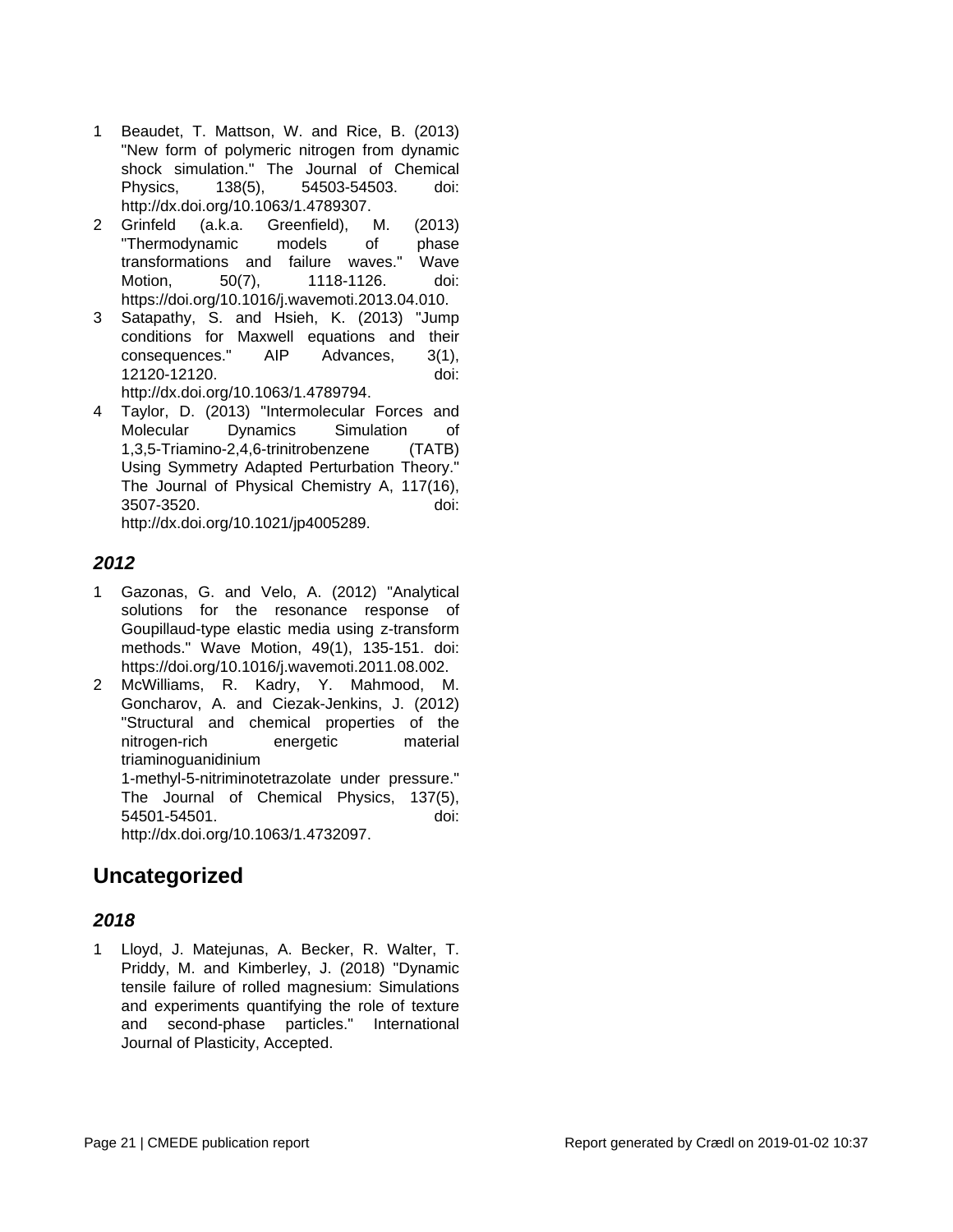1. Beaudet, T. Mattson, W. and Rice, B. (2013) "New form of polymeric nitrogen from dynamic shock simulation." The Journal of Chemical Physics, 138(5), 54503-54503. doi: http://dx.doi.org/10.1063/1.4789307.
2. Grinfeld (a.k.a. Greenfield), M. (2013) "Thermodynamic models of phase transformations and failure waves." Wave Motion, 50(7), 1118-1126. doi: https://doi.org/10.1016/j.wavemoti.2013.04.010.
3. Satapathy, S. and Hsieh, K. (2013) "Jump conditions for Maxwell equations and their consequences." AIP Advances, 3(1), 12120-12120. doi: http://dx.doi.org/10.1063/1.4789794.
4. Taylor, D. (2013) "Intermolecular Forces and Molecular Dynamics Simulation of 1,3,5-Triamino-2,4,6-trinitrobenzene (TATB) Using Symmetry Adapted Perturbation Theory." The Journal of Physical Chemistry A, 117(16), 3507-3520. doi: http://dx.doi.org/10.1021/jp4005289.

### *2012*

1. Gazonas, G. and Velo, A. (2012) "Analytical solutions for the resonance response of Goupillaud-type elastic media using z-transform methods." Wave Motion, 49(1), 135-151. doi: https://doi.org/10.1016/j.wavemoti.2011.08.002.
2. McWilliams, R. Kadry, Y. Mahmood, M. Goncharov, A. and Ciezak-Jenkins, J. (2012) "Structural and chemical properties of the nitrogen-rich energetic material triaminoguanidinium 1-methyl-5-nitriminotetrazolate under pressure." The Journal of Chemical Physics, 137(5), 54501-54501. doi: http://dx.doi.org/10.1063/1.4732097.

## Uncategorized

### *2018*

1. Lloyd, J. Matejunas, A. Becker, R. Walter, T. Priddy, M. and Kimberley, J. (2018) "Dynamic tensile failure of rolled magnesium: Simulations and experiments quantifying the role of texture and second-phase particles." International Journal of Plasticity, Accepted.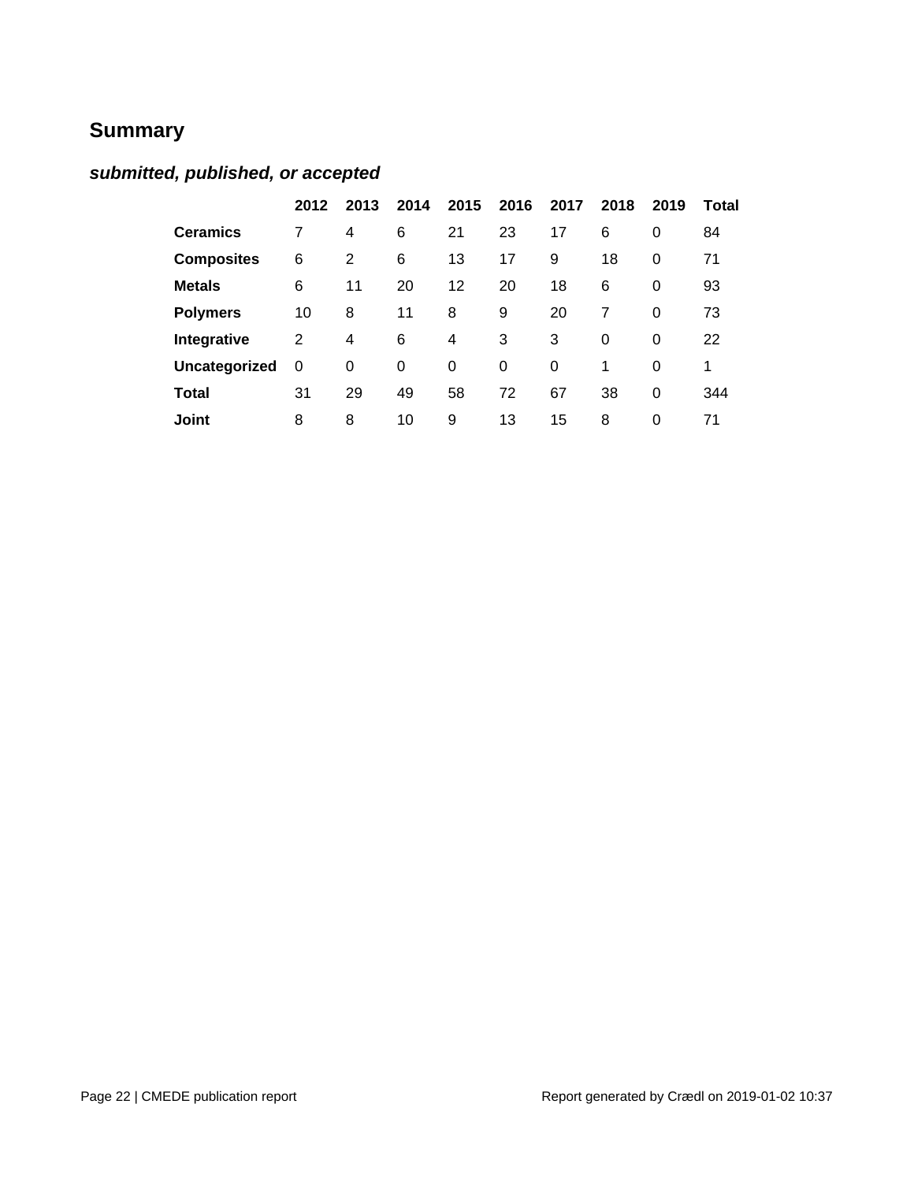## Summary

### *submitted, published, or accepted*

| | 2012 | 2013 | 2014 | 2015 | 2016 | 2017 | 2018 | 2019 | Total |
|---|---|---|---|---|---|---|---|---|---|
| **Ceramics** | 7 | 4 | 6 | 21 | 23 | 17 | 6 | 0 | 84 |
| **Composites** | 6 | 2 | 6 | 13 | 17 | 9 | 18 | 0 | 71 |
| **Metals** | 6 | 11 | 20 | 12 | 20 | 18 | 6 | 0 | 93 |
| **Polymers** | 10 | 8 | 11 | 8 | 9 | 20 | 7 | 0 | 73 |
| **Integrative** | 2 | 4 | 6 | 4 | 3 | 3 | 0 | 0 | 22 |
| **Uncategorized** | 0 | 0 | 0 | 0 | 0 | 0 | 1 | 0 | 1 |
| **Total** | 31 | 29 | 49 | 58 | 72 | 67 | 38 | 0 | 344 |
| **Joint** | 8 | 8 | 10 | 9 | 13 | 15 | 8 | 0 | 71 |